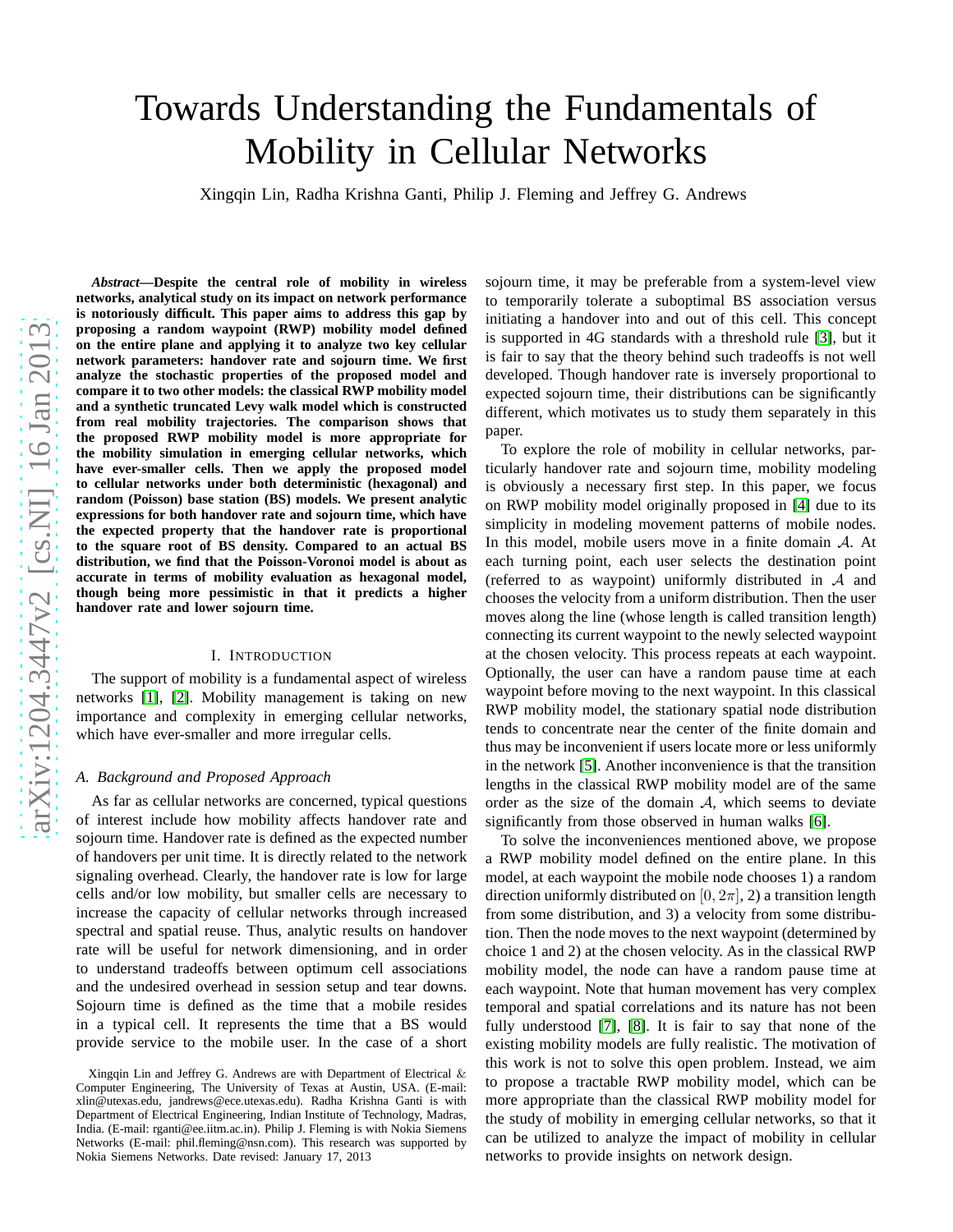# Towards Understanding the Fundamentals of Mobility in Cellular Networks

Xingqin Lin, Radha Krishna Ganti, Philip J. Fleming and Jeffrey G. Andrews

***Abstract*—Despite the central role of mobility in wireless networks, analytical study on its impact on network performance is notoriously difficult. This paper aims to address this gap by proposing a random waypoint (RWP) mobility model defined on the entire plane and applying it to analyze two key cellular network parameters: handover rate and sojourn time. We first analyze the stochastic properties of the proposed model and compare it to two other models: the classical RWP mobility model and a synthetic truncated Levy walk model which is constructed from real mobility trajectories. The comparison shows that the proposed RWP mobility model is more appropriate for the mobility simulation in emerging cellular networks, which have ever-smaller cells. Then we apply the proposed model to cellular networks under both deterministic (hexagonal) and random (Poisson) base station (BS) models. We present analytic expressions for both handover rate and sojourn time, which have the expected property that the handover rate is proportional to the square root of BS density. Compared to an actual BS distribution, we find that the Poisson-Voronoi model is about as accurate in terms of mobility evaluation as hexagonal model, though being more pessimistic in that it predicts a higher handover rate and lower sojourn time.**

## I. Introduction

The support of mobility is a fundamental aspect of wireless networks [1], [2]. Mobility management is taking on new importance and complexity in emerging cellular networks, which have ever-smaller and more irregular cells.

### A. Background and Proposed Approach

As far as cellular networks are concerned, typical questions of interest include how mobility affects handover rate and sojourn time. Handover rate is defined as the expected number of handovers per unit time. It is directly related to the network signaling overhead. Clearly, the handover rate is low for large cells and/or low mobility, but smaller cells are necessary to increase the capacity of cellular networks through increased spectral and spatial reuse. Thus, analytic results on handover rate will be useful for network dimensioning, and in order to understand tradeoffs between optimum cell associations and the undesired overhead in session setup and tear downs. Sojourn time is defined as the time that a mobile resides in a typical cell. It represents the time that a BS would provide service to the mobile user. In the case of a short sojourn time, it may be preferable from a system-level view to temporarily tolerate a suboptimal BS association versus initiating a handover into and out of this cell. This concept is supported in 4G standards with a threshold rule [3], but it is fair to say that the theory behind such tradeoffs is not well developed. Though handover rate is inversely proportional to expected sojourn time, their distributions can be significantly different, which motivates us to study them separately in this paper.

To explore the role of mobility in cellular networks, particularly handover rate and sojourn time, mobility modeling is obviously a necessary first step. In this paper, we focus on RWP mobility model originally proposed in [4] due to its simplicity in modeling movement patterns of mobile nodes. In this model, mobile users move in a finite domain $\mathcal{A}$. At each turning point, each user selects the destination point (referred to as waypoint) uniformly distributed in $\mathcal{A}$ and chooses the velocity from a uniform distribution. Then the user moves along the line (whose length is called transition length) connecting its current waypoint to the newly selected waypoint at the chosen velocity. This process repeats at each waypoint. Optionally, the user can have a random pause time at each waypoint before moving to the next waypoint. In this classical RWP mobility model, the stationary spatial node distribution tends to concentrate near the center of the finite domain and thus may be inconvenient if users locate more or less uniformly in the network [5]. Another inconvenience is that the transition lengths in the classical RWP mobility model are of the same order as the size of the domain $\mathcal{A}$, which seems to deviate significantly from those observed in human walks [6].

To solve the inconveniences mentioned above, we propose a RWP mobility model defined on the entire plane. In this model, at each waypoint the mobile node chooses 1) a random direction uniformly distributed on $[0, 2\pi]$, 2) a transition length from some distribution, and 3) a velocity from some distribution. Then the node moves to the next waypoint (determined by choice 1 and 2) at the chosen velocity. As in the classical RWP mobility model, the node can have a random pause time at each waypoint. Note that human movement has very complex temporal and spatial correlations and its nature has not been fully understood [7], [8]. It is fair to say that none of the existing mobility models are fully realistic. The motivation of this work is not to solve this open problem. Instead, we aim to propose a tractable RWP mobility model, which can be more appropriate than the classical RWP mobility model for the study of mobility in emerging cellular networks, so that it can be utilized to analyze the impact of mobility in cellular networks to provide insights on network design.

Xingqin Lin and Jeffrey G. Andrews are with Department of Electrical & Computer Engineering, The University of Texas at Austin, USA. (E-mail: xlin@utexas.edu, jandrews@ece.utexas.edu). Radha Krishna Ganti is with Department of Electrical Engineering, Indian Institute of Technology, Madras, India. (E-mail: rganti@ee.iitm.ac.in). Philip J. Fleming is with Nokia Siemens Networks (E-mail: phil.fleming@nsn.com). This research was supported by Nokia Siemens Networks. Date revised: January 17, 2013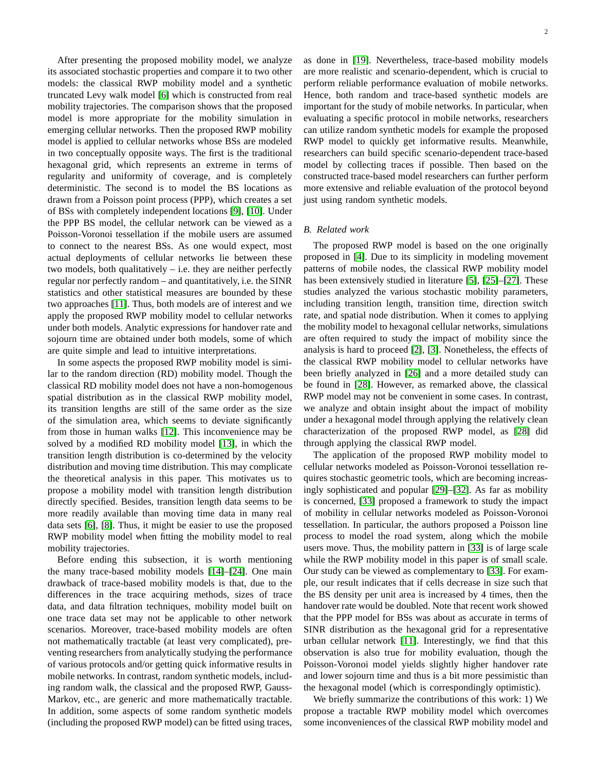After presenting the proposed mobility model, we analyze its associated stochastic properties and compare it to two other models: the classical RWP mobility model and a synthetic truncated Levy walk model [6] which is constructed from real mobility trajectories. The comparison shows that the proposed model is more appropriate for the mobility simulation in emerging cellular networks. Then the proposed RWP mobility model is applied to cellular networks whose BSs are modeled in two conceptually opposite ways. The first is the traditional hexagonal grid, which represents an extreme in terms of regularity and uniformity of coverage, and is completely deterministic. The second is to model the BS locations as drawn from a Poisson point process (PPP), which creates a set of BSs with completely independent locations [9], [10]. Under the PPP BS model, the cellular network can be viewed as a Poisson-Voronoi tessellation if the mobile users are assumed to connect to the nearest BSs. As one would expect, most actual deployments of cellular networks lie between these two models, both qualitatively – i.e. they are neither perfectly regular nor perfectly random – and quantitatively, i.e. the SINR statistics and other statistical measures are bounded by these two approaches [11]. Thus, both models are of interest and we apply the proposed RWP mobility model to cellular networks under both models. Analytic expressions for handover rate and sojourn time are obtained under both models, some of which are quite simple and lead to intuitive interpretations.

In some aspects the proposed RWP mobility model is similar to the random direction (RD) mobility model. Though the classical RD mobility model does not have a non-homogenous spatial distribution as in the classical RWP mobility model, its transition lengths are still of the same order as the size of the simulation area, which seems to deviate significantly from those in human walks [12]. This inconvenience may be solved by a modified RD mobility model [13], in which the transition length distribution is co-determined by the velocity distribution and moving time distribution. This may complicate the theoretical analysis in this paper. This motivates us to propose a mobility model with transition length distribution directly specified. Besides, transition length data seems to be more readily available than moving time data in many real data sets [6], [8]. Thus, it might be easier to use the proposed RWP mobility model when fitting the mobility model to real mobility trajectories.

Before ending this subsection, it is worth mentioning the many trace-based mobility models [14]–[24]. One main drawback of trace-based mobility models is that, due to the differences in the trace acquiring methods, sizes of trace data, and data filtration techniques, mobility model built on one trace data set may not be applicable to other network scenarios. Moreover, trace-based mobility models are often not mathematically tractable (at least very complicated), preventing researchers from analytically studying the performance of various protocols and/or getting quick informative results in mobile networks. In contrast, random synthetic models, including random walk, the classical and the proposed RWP, Gauss-Markov, etc., are generic and more mathematically tractable. In addition, some aspects of some random synthetic models (including the proposed RWP model) can be fitted using traces, as done in [19]. Nevertheless, trace-based mobility models are more realistic and scenario-dependent, which is crucial to perform reliable performance evaluation of mobile networks. Hence, both random and trace-based synthetic models are important for the study of mobile networks. In particular, when evaluating a specific protocol in mobile networks, researchers can utilize random synthetic models for example the proposed RWP model to quickly get informative results. Meanwhile, researchers can build specific scenario-dependent trace-based model by collecting traces if possible. Then based on the constructed trace-based model researchers can further perform more extensive and reliable evaluation of the protocol beyond just using random synthetic models.

### B. Related work

The proposed RWP model is based on the one originally proposed in [4]. Due to its simplicity in modeling movement patterns of mobile nodes, the classical RWP mobility model has been extensively studied in literature [5], [25]–[27]. These studies analyzed the various stochastic mobility parameters, including transition length, transition time, direction switch rate, and spatial node distribution. When it comes to applying the mobility model to hexagonal cellular networks, simulations are often required to study the impact of mobility since the analysis is hard to proceed [2], [3]. Nonetheless, the effects of the classical RWP mobility model to cellular networks have been briefly analyzed in [26] and a more detailed study can be found in [28]. However, as remarked above, the classical RWP model may not be convenient in some cases. In contrast, we analyze and obtain insight about the impact of mobility under a hexagonal model through applying the relatively clean characterization of the proposed RWP model, as [28] did through applying the classical RWP model.

The application of the proposed RWP mobility model to cellular networks modeled as Poisson-Voronoi tessellation requires stochastic geometric tools, which are becoming increasingly sophisticated and popular [29]–[32]. As far as mobility is concerned, [33] proposed a framework to study the impact of mobility in cellular networks modeled as Poisson-Voronoi tessellation. In particular, the authors proposed a Poisson line process to model the road system, along which the mobile users move. Thus, the mobility pattern in [33] is of large scale while the RWP mobility model in this paper is of small scale. Our study can be viewed as complementary to [33]. For example, our result indicates that if cells decrease in size such that the BS density per unit area is increased by 4 times, then the handover rate would be doubled. Note that recent work showed that the PPP model for BSs was about as accurate in terms of SINR distribution as the hexagonal grid for a representative urban cellular network [11]. Interestingly, we find that this observation is also true for mobility evaluation, though the Poisson-Voronoi model yields slightly higher handover rate and lower sojourn time and thus is a bit more pessimistic than the hexagonal model (which is correspondingly optimistic).

We briefly summarize the contributions of this work: 1) We propose a tractable RWP mobility model which overcomes some inconveniences of the classical RWP mobility model and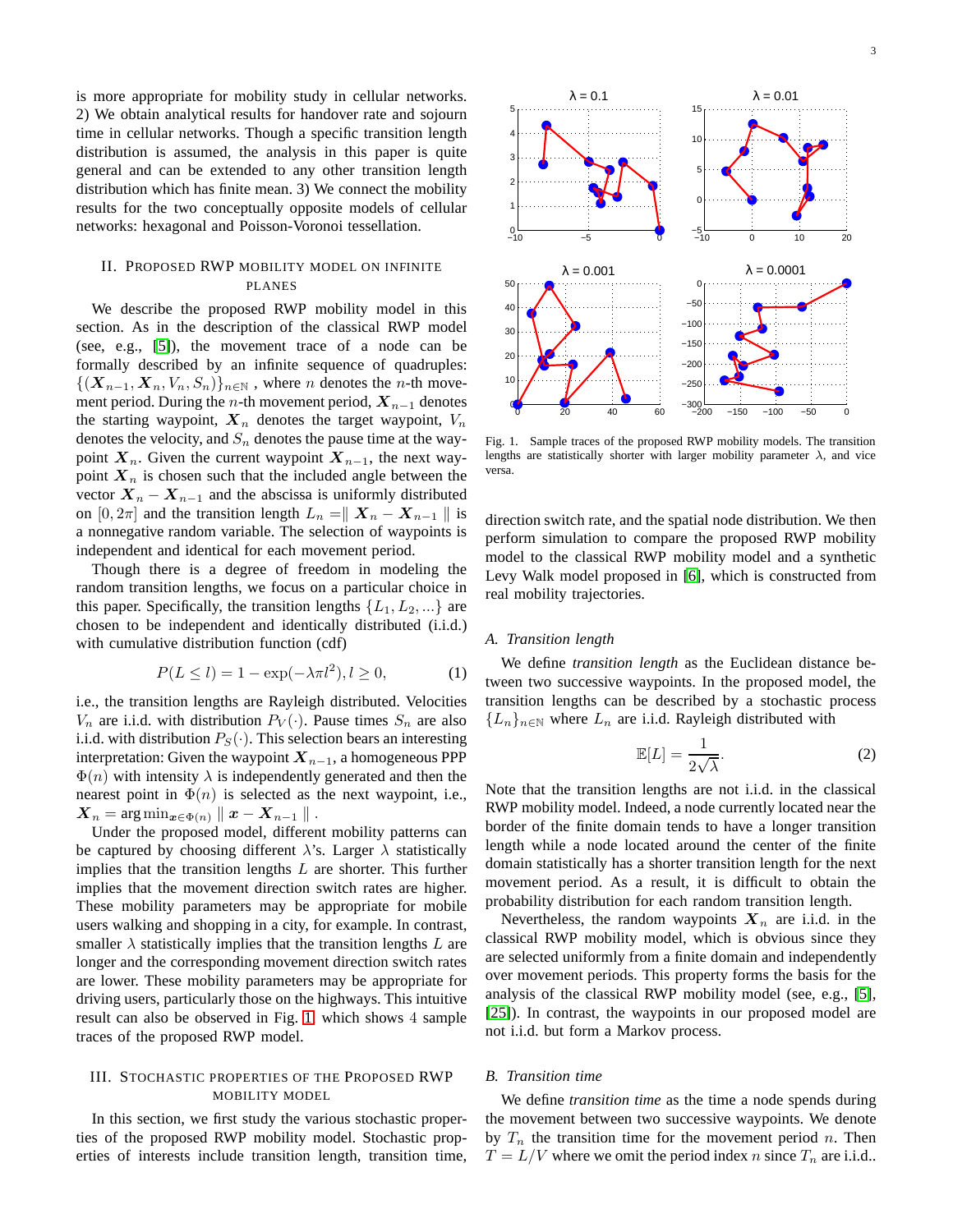is more appropriate for mobility study in cellular networks. 2) We obtain analytical results for handover rate and sojourn time in cellular networks. Though a specific transition length distribution is assumed, the analysis in this paper is quite general and can be extended to any other transition length distribution which has finite mean. 3) We connect the mobility results for the two conceptually opposite models of cellular networks: hexagonal and Poisson-Voronoi tessellation.

## II. Proposed RWP Mobility Model on Infinite Planes

We describe the proposed RWP mobility model in this section. As in the description of the classical RWP model (see, e.g., [5]), the movement trace of a node can be formally described by an infinite sequence of quadruples: $\{(\boldsymbol{X}_{n-1}, \boldsymbol{X}_n, V_n, S_n)\}_{n\in\mathbb{N}}$ , where $n$ denotes the $n$-th movement period. During the $n$-th movement period, $\boldsymbol{X}_{n-1}$ denotes the starting waypoint, $\boldsymbol{X}_n$ denotes the target waypoint, $V_n$ denotes the velocity, and $S_n$ denotes the pause time at the waypoint $\boldsymbol{X}_n$. Given the current waypoint $\boldsymbol{X}_{n-1}$, the next waypoint $\boldsymbol{X}_n$ is chosen such that the included angle between the vector $\boldsymbol{X}_n - \boldsymbol{X}_{n-1}$ and the abscissa is uniformly distributed on $[0, 2\pi]$ and the transition length $L_n = \parallel \boldsymbol{X}_n - \boldsymbol{X}_{n-1} \parallel$ is a nonnegative random variable. The selection of waypoints is independent and identical for each movement period.

Though there is a degree of freedom in modeling the random transition lengths, we focus on a particular choice in this paper. Specifically, the transition lengths $\{L_1, L_2, ...\}$ are chosen to be independent and identically distributed (i.i.d.) with cumulative distribution function (cdf)

$$P(L \leq l) = 1 - \exp(-\lambda\pi l^2), l \geq 0, \tag{1}$$

i.e., the transition lengths are Rayleigh distributed. Velocities $V_n$ are i.i.d. with distribution $P_V(\cdot)$. Pause times $S_n$ are also i.i.d. with distribution $P_S(\cdot)$. This selection bears an interesting interpretation: Given the waypoint $\boldsymbol{X}_{n-1}$, a homogeneous PPP $\Phi(n)$ with intensity $\lambda$ is independently generated and then the nearest point in $\Phi(n)$ is selected as the next waypoint, i.e., $\boldsymbol{X}_n = \arg\min_{\boldsymbol{x}\in\Phi(n)} \parallel \boldsymbol{x} - \boldsymbol{X}_{n-1} \parallel$ .

Under the proposed model, different mobility patterns can be captured by choosing different $\lambda$'s. Larger $\lambda$ statistically implies that the transition lengths $L$ are shorter. This further implies that the movement direction switch rates are higher. These mobility parameters may be appropriate for mobile users walking and shopping in a city, for example. In contrast, smaller $\lambda$ statistically implies that the transition lengths $L$ are longer and the corresponding movement direction switch rates are lower. These mobility parameters may be appropriate for driving users, particularly those on the highways. This intuitive result can also be observed in Fig. 1, which shows 4 sample traces of the proposed RWP model.

Fig. 1. Sample traces of the proposed RWP mobility models. The transition lengths are statistically shorter with larger mobility parameter $\lambda$, and vice versa.

## III. Stochastic Properties of the Proposed RWP Mobility Model

In this section, we first study the various stochastic properties of the proposed RWP mobility model. Stochastic properties of interests include transition length, transition time, direction switch rate, and the spatial node distribution. We then perform simulation to compare the proposed RWP mobility model to the classical RWP mobility model and a synthetic Levy Walk model proposed in [6], which is constructed from real mobility trajectories.

### A. Transition length

We define *transition length* as the Euclidean distance between two successive waypoints. In the proposed model, the transition lengths can be described by a stochastic process $\{L_n\}_{n\in\mathbb{N}}$ where $L_n$ are i.i.d. Rayleigh distributed with

$$\mathbb{E}[L] = \frac{1}{2\sqrt{\lambda}}. \tag{2}$$

Note that the transition lengths are not i.i.d. in the classical RWP mobility model. Indeed, a node currently located near the border of the finite domain tends to have a longer transition length while a node located around the center of the finite domain statistically has a shorter transition length for the next movement period. As a result, it is difficult to obtain the probability distribution for each random transition length.

Nevertheless, the random waypoints $\boldsymbol{X}_n$ are i.i.d. in the classical RWP mobility model, which is obvious since they are selected uniformly from a finite domain and independently over movement periods. This property forms the basis for the analysis of the classical RWP mobility model (see, e.g., [5], [25]). In contrast, the waypoints in our proposed model are not i.i.d. but form a Markov process.

### B. Transition time

We define *transition time* as the time a node spends during the movement between two successive waypoints. We denote by $T_n$ the transition time for the movement period $n$. Then $T = L/V$ where we omit the period index $n$ since $T_n$ are i.i.d..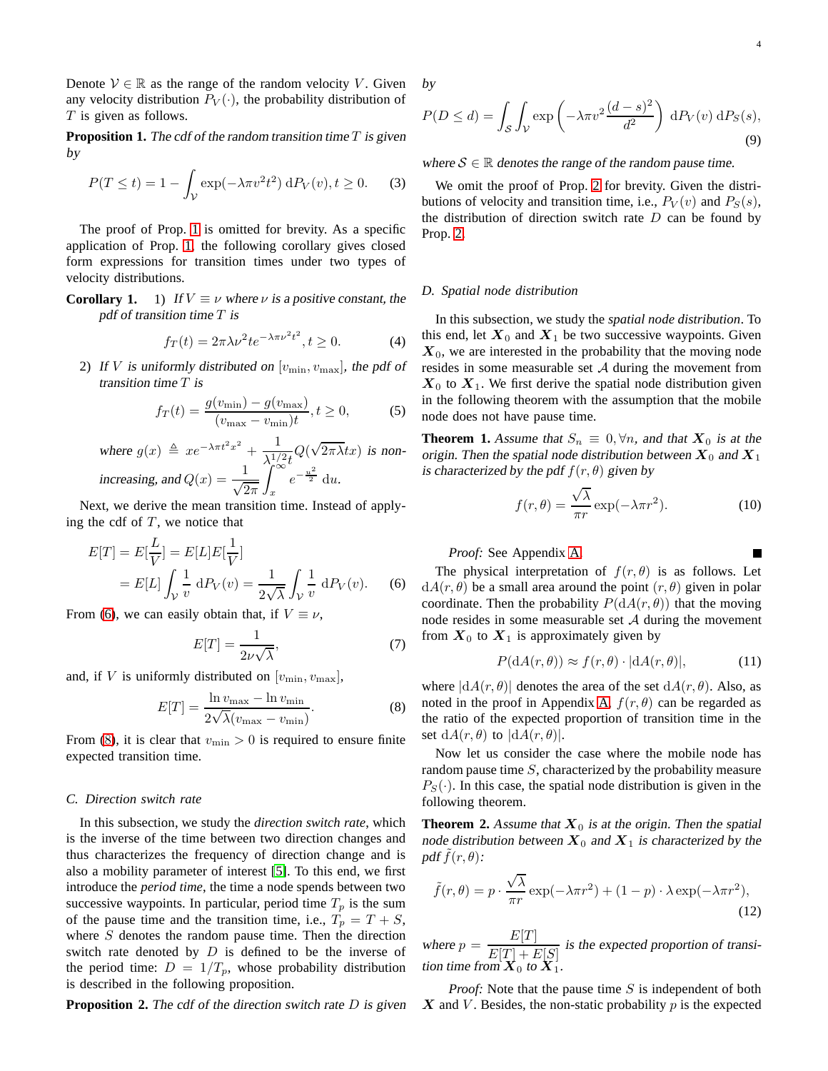Denote $\mathcal{V} \in \mathbb{R}$ as the range of the random velocity $V$. Given any velocity distribution $P_V(\cdot)$, the probability distribution of $T$ is given as follows.

**Proposition 1.** *The cdf of the random transition time $T$ is given by*

$$P(T \leq t) = 1 - \int_{\mathcal{V}} \exp(-\lambda\pi v^2 t^2)\, \mathrm{d}P_V(v), t \geq 0. \quad (3)$$

The proof of Prop. 1 is omitted for brevity. As a specific application of Prop. 1, the following corollary gives closed form expressions for transition times under two types of velocity distributions.

**Corollary 1.** 1) *If $V \equiv \nu$ where $\nu$ is a positive constant, the pdf of transition time $T$ is*

$$f_T(t) = 2\pi\lambda\nu^2 t e^{-\lambda\pi\nu^2 t^2}, t \geq 0. \quad (4)$$

2) *If $V$ is uniformly distributed on $[v_{\min}, v_{\max}]$, the pdf of transition time $T$ is*

$$f_T(t) = \frac{g(v_{\min}) - g(v_{\max})}{(v_{\max} - v_{\min})t}, t \geq 0, \quad (5)$$

*where $g(x) \triangleq xe^{-\lambda\pi t^2 x^2} + \frac{1}{\lambda^{1/2}t}Q(\sqrt{2\pi\lambda}tx)$ is non-increasing, and $Q(x) = \frac{1}{\sqrt{2\pi}}\int_x^{\infty} e^{-\frac{u^2}{2}}\, \mathrm{d}u$.*

Next, we derive the mean transition time. Instead of applying the cdf of $T$, we notice that

$$\begin{aligned} E[T] &= E[\frac{L}{V}] = E[L]E[\frac{1}{V}] \\ &= E[L]\int_{\mathcal{V}} \frac{1}{v}\, \mathrm{d}P_V(v) = \frac{1}{2\sqrt{\lambda}}\int_{\mathcal{V}} \frac{1}{v}\, \mathrm{d}P_V(v). \end{aligned} \quad (6)$$

From (6), we can easily obtain that, if $V \equiv \nu$,

$$E[T] = \frac{1}{2\nu\sqrt{\lambda}}, \quad (7)$$

and, if $V$ is uniformly distributed on $[v_{\min}, v_{\max}]$,

$$E[T] = \frac{\ln v_{\max} - \ln v_{\min}}{2\sqrt{\lambda}(v_{\max} - v_{\min})}. \quad (8)$$

From (8), it is clear that $v_{\min} > 0$ is required to ensure finite expected transition time.

### C. Direction switch rate

In this subsection, we study the *direction switch rate*, which is the inverse of the time between two direction changes and thus characterizes the frequency of direction change and is also a mobility parameter of interest [5]. To this end, we first introduce the *period time*, the time a node spends between two successive waypoints. In particular, period time $T_p$ is the sum of the pause time and the transition time, i.e., $T_p = T + S$, where $S$ denotes the random pause time. Then the direction switch rate denoted by $D$ is defined to be the inverse of the period time: $D = 1/T_p$, whose probability distribution is described in the following proposition.

**Proposition 2.** *The cdf of the direction switch rate $D$ is given by*

$$P(D \leq d) = \int_{\mathcal{S}}\int_{\mathcal{V}} \exp\left(-\lambda\pi v^2 \frac{(d-s)^2}{d^2}\right)\, \mathrm{d}P_V(v)\, \mathrm{d}P_S(s), \quad (9)$$

*where $\mathcal{S} \in \mathbb{R}$ denotes the range of the random pause time.*

We omit the proof of Prop. 2 for brevity. Given the distributions of velocity and transition time, i.e., $P_V(v)$ and $P_S(s)$, the distribution of direction switch rate $D$ can be found by Prop. 2.

### D. Spatial node distribution

In this subsection, we study the *spatial node distribution*. To this end, let $\boldsymbol{X}_0$ and $\boldsymbol{X}_1$ be two successive waypoints. Given $\boldsymbol{X}_0$, we are interested in the probability that the moving node resides in some measurable set $\mathcal{A}$ during the movement from $\boldsymbol{X}_0$ to $\boldsymbol{X}_1$. We first derive the spatial node distribution given in the following theorem with the assumption that the mobile node does not have pause time.

**Theorem 1.** *Assume that $S_n \equiv 0, \forall n$, and that $\boldsymbol{X}_0$ is at the origin. Then the spatial node distribution between $\boldsymbol{X}_0$ and $\boldsymbol{X}_1$ is characterized by the pdf $f(r,\theta)$ given by*

$$f(r,\theta) = \frac{\sqrt{\lambda}}{\pi r}\exp(-\lambda\pi r^2). \quad (10)$$

*Proof:* See Appendix A. ∎

The physical interpretation of $f(r,\theta)$ is as follows. Let $\mathrm{d}A(r,\theta)$ be a small area around the point $(r,\theta)$ given in polar coordinate. Then the probability $P(\mathrm{d}A(r,\theta))$ that the moving node resides in some measurable set $\mathcal{A}$ during the movement from $\boldsymbol{X}_0$ to $\boldsymbol{X}_1$ is approximately given by

$$P(\mathrm{d}A(r,\theta)) \approx f(r,\theta) \cdot |\mathrm{d}A(r,\theta)|, \quad (11)$$

where $|\mathrm{d}A(r,\theta)|$ denotes the area of the set $\mathrm{d}A(r,\theta)$. Also, as noted in the proof in Appendix A, $f(r,\theta)$ can be regarded as the ratio of the expected proportion of transition time in the set $\mathrm{d}A(r,\theta)$ to $|\mathrm{d}A(r,\theta)|$.

Now let us consider the case where the mobile node has random pause time $S$, characterized by the probability measure $P_S(\cdot)$. In this case, the spatial node distribution is given in the following theorem.

**Theorem 2.** *Assume that $\boldsymbol{X}_0$ is at the origin. Then the spatial node distribution between $\boldsymbol{X}_0$ and $\boldsymbol{X}_1$ is characterized by the pdf $\tilde{f}(r,\theta)$:*

$$\tilde{f}(r,\theta) = p \cdot \frac{\sqrt{\lambda}}{\pi r}\exp(-\lambda\pi r^2) + (1-p)\cdot\lambda\exp(-\lambda\pi r^2), \quad (12)$$

*where $p = \frac{E[T]}{E[T]+E[S]}$ is the expected proportion of transition time from $\boldsymbol{X}_0$ to $\boldsymbol{X}_1$.*

*Proof:* Note that the pause time $S$ is independent of both $\boldsymbol{X}$ and $V$. Besides, the non-static probability $p$ is the expected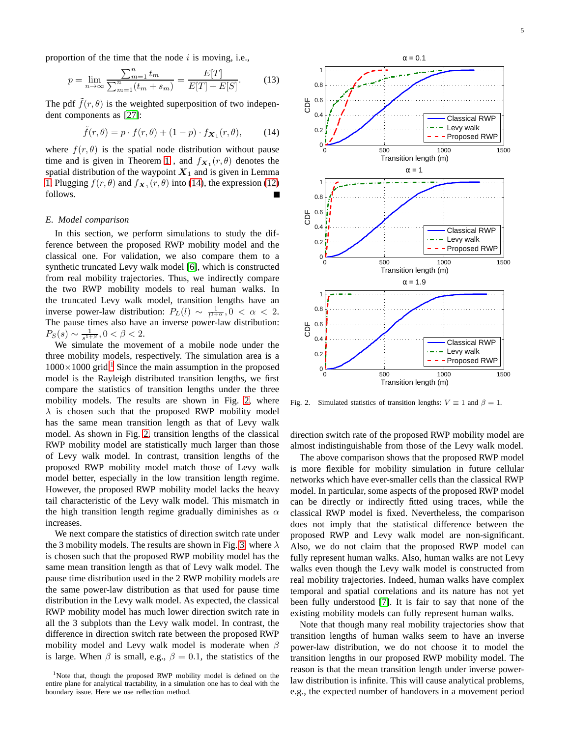proportion of the time that the node $i$ is moving, i.e.,

$$p = \lim_{n\to\infty} \frac{\sum_{m=1}^{n} t_m}{\sum_{m=1}^{n}(t_m + s_m)} = \frac{E[T]}{E[T] + E[S]}. \tag{13}$$

The pdf $\tilde{f}(r,\theta)$ is the weighted superposition of two independent components as [27]:

$$\tilde{f}(r,\theta) = p \cdot f(r,\theta) + (1-p) \cdot f_{\boldsymbol{X}_1}(r,\theta), \tag{14}$$

where $f(r,\theta)$ is the spatial node distribution without pause time and is given in Theorem 1, and $f_{\boldsymbol{X}_1}(r,\theta)$ denotes the spatial distribution of the waypoint $\boldsymbol{X}_1$ and is given in Lemma 1. Plugging $f(r,\theta)$ and $f_{\boldsymbol{X}_1}(r,\theta)$ into (14), the expression (12) follows. ■

### E. Model comparison

In this section, we perform simulations to study the difference between the proposed RWP mobility model and the classical one. For validation, we also compare them to a synthetic truncated Levy walk model [6], which is constructed from real mobility trajectories. Thus, we indirectly compare the two RWP mobility models to real human walks. In the truncated Levy walk model, transition lengths have an inverse power-law distribution: $P_L(l) \sim \frac{1}{l^{1+\alpha}}, 0 < \alpha < 2$. The pause times also have an inverse power-law distribution: $P_S(s) \sim \frac{1}{s^{1+\beta}}, 0 < \beta < 2$.

We simulate the movement of a mobile node under the three mobility models, respectively. The simulation area is a $1000\times1000$ grid.[1] Since the main assumption in the proposed model is the Rayleigh distributed transition lengths, we first compare the statistics of transition lengths under the three mobility models. The results are shown in Fig. 2, where $\lambda$ is chosen such that the proposed RWP mobility model has the same mean transition length as that of Levy walk model. As shown in Fig. 2, transition lengths of the classical RWP mobility model are statistically much larger than those of Levy walk model. In contrast, transition lengths of the proposed RWP mobility model match those of Levy walk model better, especially in the low transition length regime. However, the proposed RWP mobility model lacks the heavy tail characteristic of the Levy walk model. This mismatch in the high transition length regime gradually diminishes as $\alpha$ increases.

We next compare the statistics of direction switch rate under the 3 mobility models. The results are shown in Fig. 3, where $\lambda$ is chosen such that the proposed RWP mobility model has the same mean transition length as that of Levy walk model. The pause time distribution used in the 2 RWP mobility models are the same power-law distribution as that used for pause time distribution in the Levy walk model. As expected, the classical RWP mobility model has much lower direction switch rate in all the 3 subplots than the Levy walk model. In contrast, the difference in direction switch rate between the proposed RWP mobility model and Levy walk model is moderate when $\beta$ is large. When $\beta$ is small, e.g., $\beta = 0.1$, the statistics of the

[1] Note that, though the proposed RWP mobility model is defined on the entire plane for analytical tractability, in a simulation one has to deal with the boundary issue. Here we use reflection method.

Fig. 2. Simulated statistics of transition lengths: $V \equiv 1$ and $\beta = 1$.

direction switch rate of the proposed RWP mobility model are almost indistinguishable from those of the Levy walk model.

The above comparison shows that the proposed RWP model is more flexible for mobility simulation in future cellular networks which have ever-smaller cells than the classical RWP model. In particular, some aspects of the proposed RWP model can be directly or indirectly fitted using traces, while the classical RWP model is fixed. Nevertheless, the comparison does not imply that the statistical difference between the proposed RWP and Levy walk model are non-significant. Also, we do not claim that the proposed RWP model can fully represent human walks. Also, human walks are not Levy walks even though the Levy walk model is constructed from real mobility trajectories. Indeed, human walks have complex temporal and spatial correlations and its nature has not yet been fully understood [7]. It is fair to say that none of the existing mobility models can fully represent human walks.

Note that though many real mobility trajectories show that transition lengths of human walks seem to have an inverse power-law distribution, we do not choose it to model the transition lengths in our proposed RWP mobility model. The reason is that the mean transition length under inverse power-law distribution is infinite. This will cause analytical problems, e.g., the expected number of handovers in a movement period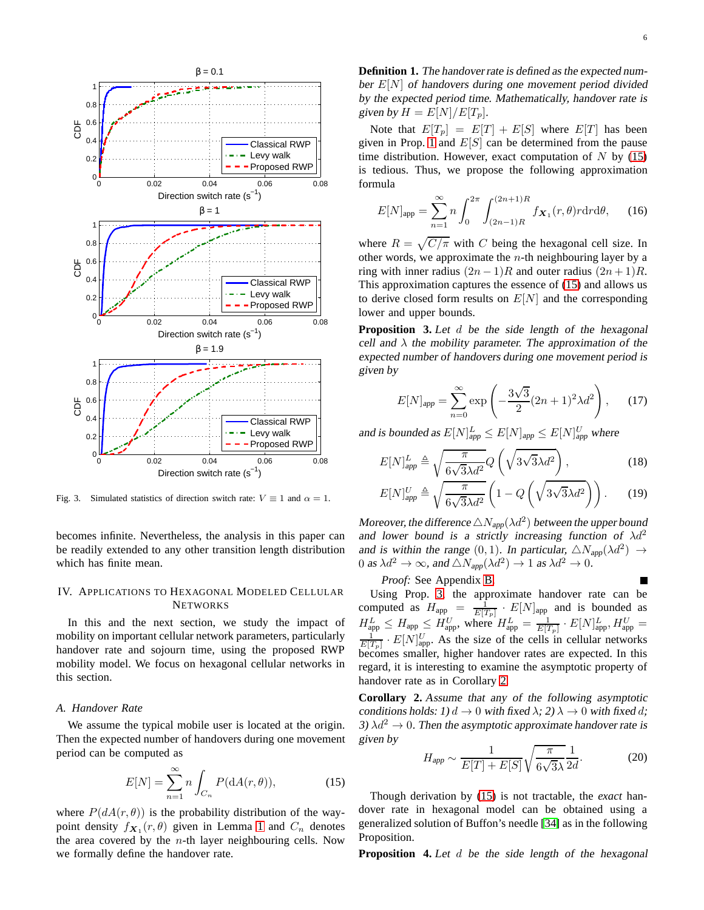Fig. 3. Simulated statistics of direction switch rate: $V \equiv 1$ and $\alpha = 1$.

becomes infinite. Nevertheless, the analysis in this paper can be readily extended to any other transition length distribution which has finite mean.

## IV. Applications to Hexagonal Modeled Cellular Networks

In this and the next section, we study the impact of mobility on important cellular network parameters, particularly handover rate and sojourn time, using the proposed RWP mobility model. We focus on hexagonal cellular networks in this section.

### A. Handover Rate

We assume the typical mobile user is located at the origin. Then the expected number of handovers during one movement period can be computed as

$$E[N] = \sum_{n=1}^{\infty} n \int_{C_n} P(\mathrm{d}A(r,\theta)), \tag{15}$$

where $P(dA(r,\theta))$ is the probability distribution of the waypoint density $f_{\boldsymbol{X}_1}(r,\theta)$ given in Lemma 1 and $C_n$ denotes the area covered by the $n$-th layer neighbouring cells. Now we formally define the handover rate.

**Definition 1.** *The handover rate is defined as the expected number $E[N]$ of handovers during one movement period divided by the expected period time. Mathematically, handover rate is given by $H = E[N]/E[T_p]$.*

Note that $E[T_p] = E[T] + E[S]$ where $E[T]$ has been given in Prop. 1 and $E[S]$ can be determined from the pause time distribution. However, exact computation of $N$ by (15) is tedious. Thus, we propose the following approximation formula

$$E[N]_{\text{app}} = \sum_{n=1}^{\infty} n \int_{0}^{2\pi} \int_{(2n-1)R}^{(2n+1)R} f_{\boldsymbol{X}_1}(r,\theta) r \mathrm{d}r \mathrm{d}\theta, \tag{16}$$

where $R = \sqrt{C/\pi}$ with $C$ being the hexagonal cell size. In other words, we approximate the $n$-th neighbouring layer by a ring with inner radius $(2n-1)R$ and outer radius $(2n+1)R$. This approximation captures the essence of (15) and allows us to derive closed form results on $E[N]$ and the corresponding lower and upper bounds.

**Proposition 3.** *Let $d$ be the side length of the hexagonal cell and $\lambda$ the mobility parameter. The approximation of the expected number of handovers during one movement period is given by*

$$E[N]_{app} = \sum_{n=0}^{\infty} \exp\left(-\frac{3\sqrt{3}}{2}(2n+1)^2 \lambda d^2\right), \tag{17}$$

*and is bounded as $E[N]_{app}^L \le E[N]_{app} \le E[N]_{app}^U$ where*

$$E[N]_{app}^L \triangleq \sqrt{\frac{\pi}{6\sqrt{3}\lambda d^2}} Q\left(\sqrt{3\sqrt{3}\lambda d^2}\right), \tag{18}$$

$$E[N]_{app}^U \triangleq \sqrt{\frac{\pi}{6\sqrt{3}\lambda d^2}} \left(1 - Q\left(\sqrt{3\sqrt{3}\lambda d^2}\right)\right). \tag{19}$$

*Moreover, the difference $\triangle N_{app}(\lambda d^2)$ between the upper bound and lower bound is a strictly increasing function of $\lambda d^2$ and is within the range $(0,1)$. In particular, $\triangle N_{app}(\lambda d^2) \to 0$ as $\lambda d^2 \to \infty$, and $\triangle N_{app}(\lambda d^2) \to 1$ as $\lambda d^2 \to 0$.*

*Proof:* See Appendix B. ∎

Using Prop. 3, the approximate handover rate can be computed as $H_{\text{app}} = \frac{1}{E[T_p]} \cdot E[N]_{\text{app}}$ and is bounded as $H_{\text{app}}^L \le H_{\text{app}} \le H_{\text{app}}^U$, where $H_{\text{app}}^L = \frac{1}{E[T_p]} \cdot E[N]_{\text{app}}^L$, $H_{\text{app}}^U = \frac{1}{E[T_p]} \cdot E[N]_{\text{app}}^U$. As the size of the cells in cellular networks becomes smaller, higher handover rates are expected. In this regard, it is interesting to examine the asymptotic property of handover rate as in Corollary 2.

**Corollary 2.** *Assume that any of the following asymptotic conditions holds: 1) $d \to 0$ with fixed $\lambda$; 2) $\lambda \to 0$ with fixed $d$; 3) $\lambda d^2 \to 0$. Then the asymptotic approximate handover rate is given by*

$$H_{app} \sim \frac{1}{E[T] + E[S]} \sqrt{\frac{\pi}{6\sqrt{3}\lambda}} \frac{1}{2d}. \tag{20}$$

Though derivation by (15) is not tractable, the *exact* handover rate in hexagonal model can be obtained using a generalized solution of Buffon's needle [34] as in the following Proposition.

**Proposition 4.** *Let $d$ be the side length of the hexagonal*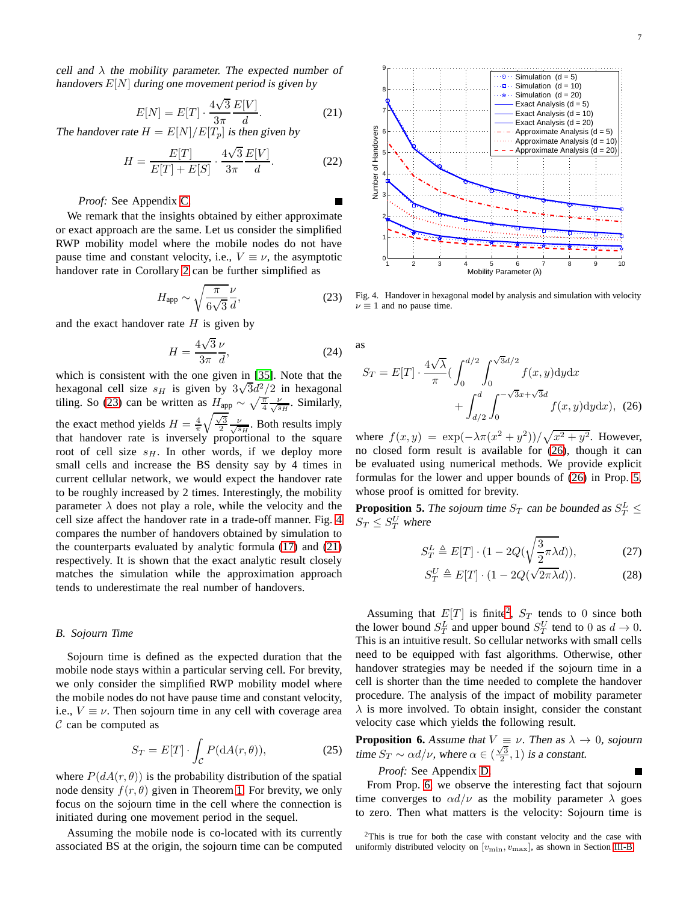*cell and $\lambda$ the mobility parameter. The expected number of handovers $E[N]$ during one movement period is given by*

$$E[N] = E[T] \cdot \frac{4\sqrt{3}}{3\pi} \frac{E[V]}{d}. \quad (21)$$

*The handover rate $H = E[N]/E[T_p]$ is then given by*

$$H = \frac{E[T]}{E[T] + E[S]} \cdot \frac{4\sqrt{3}}{3\pi} \frac{E[V]}{d}. \quad (22)$$

*Proof:* See Appendix C. ∎

We remark that the insights obtained by either approximate or exact approach are the same. Let us consider the simplified RWP mobility model where the mobile nodes do not have pause time and constant velocity, i.e., $V \equiv \nu$, the asymptotic handover rate in Corollary 2 can be further simplified as

$$H_{\text{app}} \sim \sqrt{\frac{\pi}{6\sqrt{3}}} \frac{\nu}{d}, \quad (23)$$

and the exact handover rate $H$ is given by

$$H = \frac{4\sqrt{3}}{3\pi} \frac{\nu}{d}, \quad (24)$$

which is consistent with the one given in [35]. Note that the hexagonal cell size $s_H$ is given by $3\sqrt{3}d^2/2$ in hexagonal tiling. So (23) can be written as $H_{\text{app}} \sim \sqrt{\frac{\pi}{4}} \frac{\nu}{\sqrt{s_H}}$. Similarly, the exact method yields $H = \frac{4}{\pi}\sqrt{\frac{\sqrt{3}}{2}} \frac{\nu}{\sqrt{s_H}}$. Both results imply that handover rate is inversely proportional to the square root of cell size $s_H$. In other words, if we deploy more small cells and increase the BS density say by 4 times in current cellular network, we would expect the handover rate to be roughly increased by 2 times. Interestingly, the mobility parameter $\lambda$ does not play a role, while the velocity and the cell size affect the handover rate in a trade-off manner. Fig. 4 compares the number of handovers obtained by simulation to the counterparts evaluated by analytic formula (17) and (21) respectively. It is shown that the exact analytic result closely matches the simulation while the approximation approach tends to underestimate the real number of handovers.

Fig. 4. Handover in hexagonal model by analysis and simulation with velocity $\nu \equiv 1$ and no pause time.

### B. Sojourn Time

Sojourn time is defined as the expected duration that the mobile node stays within a particular serving cell. For brevity, we only consider the simplified RWP mobility model where the mobile nodes do not have pause time and constant velocity, i.e., $V \equiv \nu$. Then sojourn time in any cell with coverage area $\mathcal{C}$ can be computed as

$$S_T = E[T] \cdot \int_{\mathcal{C}} P(\mathrm{d}A(r, \theta)), \quad (25)$$

where $P(dA(r,\theta))$ is the probability distribution of the spatial node density $f(r,\theta)$ given in Theorem 1. For brevity, we only focus on the sojourn time in the cell where the connection is initiated during one movement period in the sequel.

Assuming the mobile node is co-located with its currently associated BS at the origin, the sojourn time can be computed as

$$S_T = E[T] \cdot \frac{4\sqrt{\lambda}}{\pi} \cdot \Big( \int_0^{d/2} \int_0^{\sqrt{3}d/2} f(x,y)\mathrm{d}y\mathrm{d}x + \int_{d/2}^{d} \int_0^{-\sqrt{3}x+\sqrt{3}d} f(x,y)\mathrm{d}y\mathrm{d}x \Big), \quad (26)$$

where $f(x,y) = \exp(-\lambda\pi(x^2+y^2))/\sqrt{x^2+y^2}$. However, no closed form result is available for (26), though it can be evaluated using numerical methods. We provide explicit formulas for the lower and upper bounds of (26) in Prop. 5, whose proof is omitted for brevity.

**Proposition 5.** *The sojourn time $S_T$ can be bounded as $S_T^L \leq S_T \leq S_T^U$ where*

$$S_T^L \triangleq E[T] \cdot (1 - 2Q(\sqrt{\tfrac{3}{2}\pi\lambda}d)), \quad (27)$$

$$S_T^U \triangleq E[T] \cdot (1 - 2Q(\sqrt{2\pi\lambda}d)). \quad (28)$$

Assuming that $E[T]$ is finite[2], $S_T$ tends to 0 since both the lower bound $S_T^L$ and upper bound $S_T^U$ tend to 0 as $d \to 0$. This is an intuitive result. So cellular networks with small cells need to be equipped with fast algorithms. Otherwise, other handover strategies may be needed if the sojourn time in a cell is shorter than the time needed to complete the handover procedure. The analysis of the impact of mobility parameter $\lambda$ is more involved. To obtain insight, consider the constant velocity case which yields the following result.

**Proposition 6.** *Assume that $V \equiv \nu$. Then as $\lambda \to 0$, sojourn time $S_T \sim \alpha d/\nu$, where $\alpha \in (\frac{\sqrt{3}}{2}, 1)$ is a constant.*

*Proof:* See Appendix D. ∎

From Prop. 6, we observe the interesting fact that sojourn time converges to $\alpha d/\nu$ as the mobility parameter $\lambda$ goes to zero. Then what matters is the velocity: Sojourn time is

[2] This is true for both the case with constant velocity and the case with uniformly distributed velocity on $[v_{\min}, v_{\max}]$, as shown in Section III-B.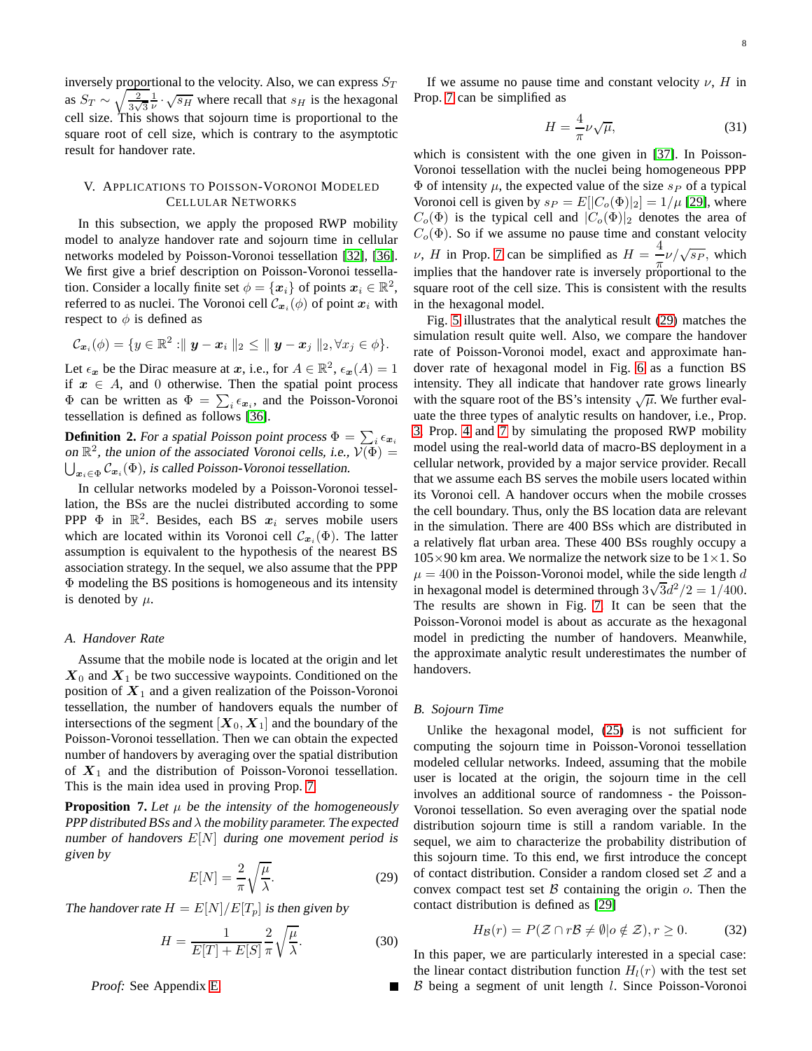inversely proportional to the velocity. Also, we can express $S_T$ as $S_T \sim \sqrt{\frac{2}{3\sqrt{3}}\frac{1}{\nu}} \cdot \sqrt{s_H}$ where recall that $s_H$ is the hexagonal cell size. This shows that sojourn time is proportional to the square root of cell size, which is contrary to the asymptotic result for handover rate.

## V. Applications to Poisson-Voronoi Modeled Cellular Networks

In this subsection, we apply the proposed RWP mobility model to analyze handover rate and sojourn time in cellular networks modeled by Poisson-Voronoi tessellation [32], [36]. We first give a brief description on Poisson-Voronoi tessellation. Consider a locally finite set $\phi = \{\boldsymbol{x}_i\}$ of points $\boldsymbol{x}_i \in \mathbb{R}^2$, referred to as nuclei. The Voronoi cell $\mathcal{C}_{\boldsymbol{x}_i}(\phi)$ of point $\boldsymbol{x}_i$ with respect to $\phi$ is defined as

$$\mathcal{C}_{\boldsymbol{x}_i}(\phi) = \{y \in \mathbb{R}^2 : \| \boldsymbol{y} - \boldsymbol{x}_i \|_2 \leq \| \boldsymbol{y} - \boldsymbol{x}_j \|_2, \forall x_j \in \phi\}.$$

Let $\epsilon_{\boldsymbol{x}}$ be the Dirac measure at $\boldsymbol{x}$, i.e., for $A \in \mathbb{R}^2$, $\epsilon_{\boldsymbol{x}}(A) = 1$ if $\boldsymbol{x} \in A$, and 0 otherwise. Then the spatial point process $\Phi$ can be written as $\Phi = \sum_i \epsilon_{\boldsymbol{x}_i}$, and the Poisson-Voronoi tessellation is defined as follows [36].

**Definition 2.** *For a spatial Poisson point process $\Phi = \sum_i \epsilon_{\boldsymbol{x}_i}$ on $\mathbb{R}^2$, the union of the associated Voronoi cells, i.e., $\mathcal{V}(\Phi) = \bigcup_{\boldsymbol{x}_i \in \Phi} \mathcal{C}_{\boldsymbol{x}_i}(\Phi)$, is called Poisson-Voronoi tessellation.*

In cellular networks modeled by a Poisson-Voronoi tessellation, the BSs are the nuclei distributed according to some PPP $\Phi$ in $\mathbb{R}^2$. Besides, each BS $\boldsymbol{x}_i$ serves mobile users which are located within its Voronoi cell $\mathcal{C}_{\boldsymbol{x}_i}(\Phi)$. The latter assumption is equivalent to the hypothesis of the nearest BS association strategy. In the sequel, we also assume that the PPP $\Phi$ modeling the BS positions is homogeneous and its intensity is denoted by $\mu$.

### A. Handover Rate

Assume that the mobile node is located at the origin and let $\boldsymbol{X}_0$ and $\boldsymbol{X}_1$ be two successive waypoints. Conditioned on the position of $\boldsymbol{X}_1$ and a given realization of the Poisson-Voronoi tessellation, the number of handovers equals the number of intersections of the segment $[\boldsymbol{X}_0, \boldsymbol{X}_1]$ and the boundary of the Poisson-Voronoi tessellation. Then we can obtain the expected number of handovers by averaging over the spatial distribution of $\boldsymbol{X}_1$ and the distribution of Poisson-Voronoi tessellation. This is the main idea used in proving Prop. 7.

**Proposition 7.** *Let $\mu$ be the intensity of the homogeneously PPP distributed BSs and $\lambda$ the mobility parameter. The expected number of handovers $E[N]$ during one movement period is given by*

$$E[N] = \frac{2}{\pi}\sqrt{\frac{\mu}{\lambda}}. \tag{29}$$

*The handover rate $H = E[N]/E[T_p]$ is then given by*

$$H = \frac{1}{E[T] + E[S]} \frac{2}{\pi}\sqrt{\frac{\mu}{\lambda}}. \tag{30}$$

*Proof:* See Appendix E. ∎

If we assume no pause time and constant velocity $\nu$, $H$ in Prop. 7 can be simplified as

$$H = \frac{4}{\pi}\nu\sqrt{\mu}, \tag{31}$$

which is consistent with the one given in [37]. In Poisson-Voronoi tessellation with the nuclei being homogeneous PPP $\Phi$ of intensity $\mu$, the expected value of the size $s_P$ of a typical Voronoi cell is given by $s_P = E[|C_o(\Phi)|_2] = 1/\mu$ [29], where $C_o(\Phi)$ is the typical cell and $|C_o(\Phi)|_2$ denotes the area of $C_o(\Phi)$. So if we assume no pause time and constant velocity $\nu$, $H$ in Prop. 7 can be simplified as $H = \frac{4}{\pi}\nu/\sqrt{s_P}$, which implies that the handover rate is inversely proportional to the square root of the cell size. This is consistent with the results in the hexagonal model.

Fig. 5 illustrates that the analytical result (29) matches the simulation result quite well. Also, we compare the handover rate of Poisson-Voronoi model, exact and approximate handover rate of hexagonal model in Fig. 6 as a function BS intensity. They all indicate that handover rate grows linearly with the square root of the BS's intensity $\sqrt{\mu}$. We further evaluate the three types of analytic results on handover, i.e., Prop. 3, Prop. 4 and 7 by simulating the proposed RWP mobility model using the real-world data of macro-BS deployment in a cellular network, provided by a major service provider. Recall that we assume each BS serves the mobile users located within its Voronoi cell. A handover occurs when the mobile crosses the cell boundary. Thus, only the BS location data are relevant in the simulation. There are 400 BSs which are distributed in a relatively flat urban area. These 400 BSs roughly occupy a 105×90 km area. We normalize the network size to be 1×1. So $\mu = 400$ in the Poisson-Voronoi model, while the side length $d$ in hexagonal model is determined through $3\sqrt{3}d^2/2 = 1/400$. The results are shown in Fig. 7. It can be seen that the Poisson-Voronoi model is about as accurate as the hexagonal model in predicting the number of handovers. Meanwhile, the approximate analytic result underestimates the number of handovers.

### B. Sojourn Time

Unlike the hexagonal model, (25) is not sufficient for computing the sojourn time in Poisson-Voronoi tessellation modeled cellular networks. Indeed, assuming that the mobile user is located at the origin, the sojourn time in the cell involves an additional source of randomness - the Poisson-Voronoi tessellation. So even averaging over the spatial node distribution sojourn time is still a random variable. In the sequel, we aim to characterize the probability distribution of this sojourn time. To this end, we first introduce the concept of contact distribution. Consider a random closed set $\mathcal{Z}$ and a convex compact test set $\mathcal{B}$ containing the origin $o$. Then the contact distribution is defined as [29]

$$H_{\mathcal{B}}(r) = P(\mathcal{Z} \cap r\mathcal{B} \neq \emptyset | o \notin \mathcal{Z}), r \geq 0. \tag{32}$$

In this paper, we are particularly interested in a special case: the linear contact distribution function $H_l(r)$ with the test set $\mathcal{B}$ being a segment of unit length $l$. Since Poisson-Voronoi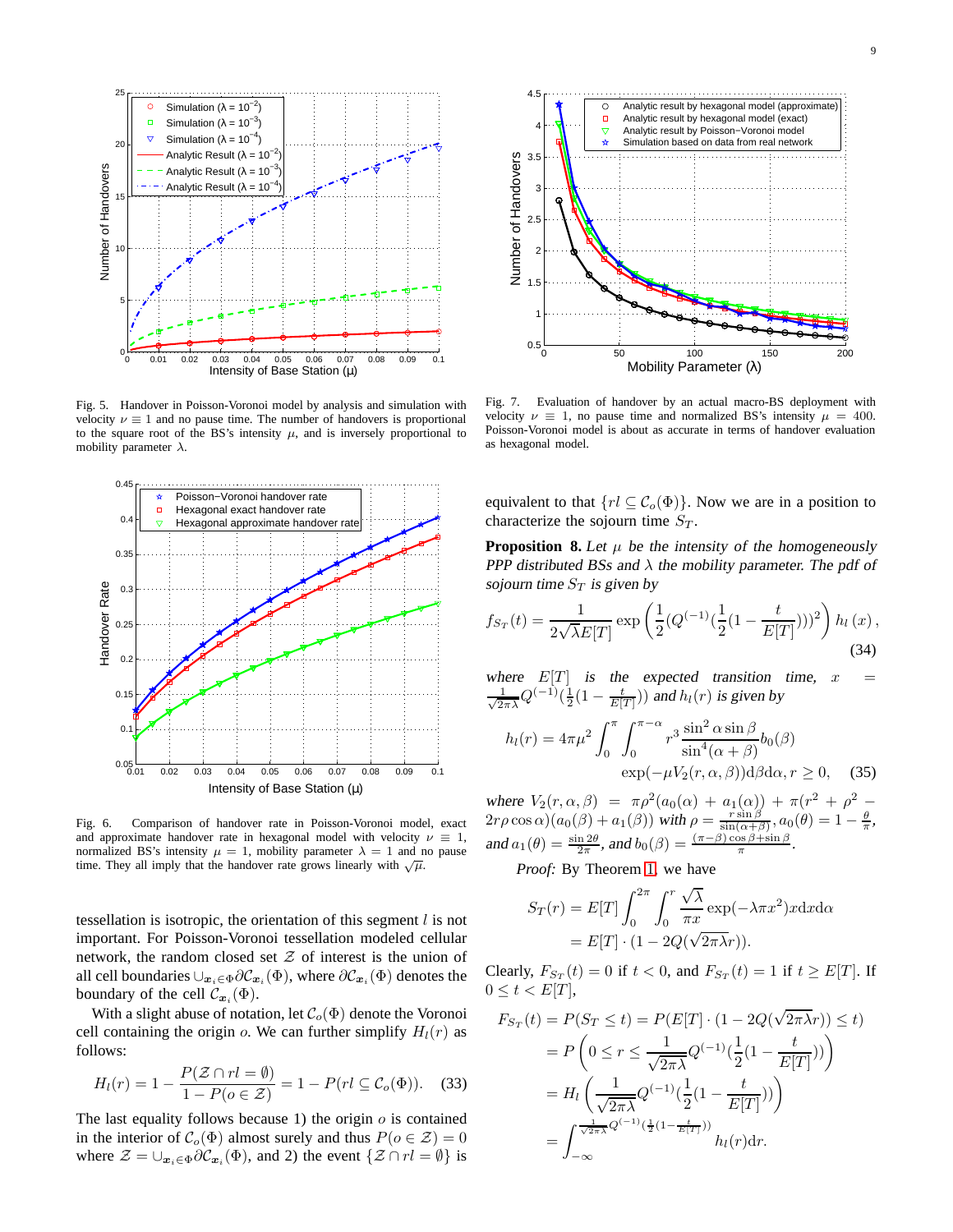Fig. 5. Handover in Poisson-Voronoi model by analysis and simulation with velocity $\nu \equiv 1$ and no pause time. The number of handovers is proportional to the square root of the BS's intensity $\mu$, and is inversely proportional to mobility parameter $\lambda$.

Fig. 6. Comparison of handover rate in Poisson-Voronoi model, exact and approximate handover rate in hexagonal model with velocity $\nu \equiv 1$, normalized BS's intensity $\mu = 1$, mobility parameter $\lambda = 1$ and no pause time. They all imply that the handover rate grows linearly with $\sqrt{\mu}$.

tessellation is isotropic, the orientation of this segment $l$ is not important. For Poisson-Voronoi tessellation modeled cellular network, the random closed set $\mathcal{Z}$ of interest is the union of all cell boundaries $\cup_{\boldsymbol{x}_i \in \Phi} \partial \mathcal{C}_{\boldsymbol{x}_i}(\Phi)$, where $\partial \mathcal{C}_{\boldsymbol{x}_i}(\Phi)$ denotes the boundary of the cell $\mathcal{C}_{\boldsymbol{x}_i}(\Phi)$.

With a slight abuse of notation, let $\mathcal{C}_o(\Phi)$ denote the Voronoi cell containing the origin $o$. We can further simplify $H_l(r)$ as follows:

$$H_l(r) = 1 - \frac{P(\mathcal{Z} \cap rl = \emptyset)}{1 - P(o \in \mathcal{Z})} = 1 - P(rl \subseteq \mathcal{C}_o(\Phi)). \quad (33)$$

The last equality follows because 1) the origin $o$ is contained in the interior of $\mathcal{C}_o(\Phi)$ almost surely and thus $P(o \in \mathcal{Z}) = 0$ where $\mathcal{Z} = \cup_{\boldsymbol{x}_i \in \Phi} \partial \mathcal{C}_{\boldsymbol{x}_i}(\Phi)$, and 2) the event $\{\mathcal{Z} \cap rl = \emptyset\}$ is equivalent to that $\{rl \subseteq \mathcal{C}_o(\Phi)\}$. Now we are in a position to characterize the sojourn time $S_T$.

Fig. 7. Evaluation of handover by an actual macro-BS deployment with velocity $\nu \equiv 1$, no pause time and normalized BS's intensity $\mu = 400$. Poisson-Voronoi model is about as accurate in terms of handover evaluation as hexagonal model.

**Proposition 8.** *Let $\mu$ be the intensity of the homogeneously PPP distributed BSs and $\lambda$ the mobility parameter. The pdf of sojourn time $S_T$ is given by*

$$f_{S_T}(t) = \frac{1}{2\sqrt{\lambda}E[T]} \exp\left(\frac{1}{2}(Q^{(-1)}(\frac{1}{2}(1 - \frac{t}{E[T]})))^2\right) h_l(x), \quad (34)$$

*where $E[T]$ is the expected transition time, $x = \frac{1}{\sqrt{2\pi\lambda}}Q^{(-1)}(\frac{1}{2}(1 - \frac{t}{E[T]}))$ and $h_l(r)$ is given by*

$$h_l(r) = 4\pi\mu^2 \int_0^{\pi} \int_0^{\pi-\alpha} r^3 \frac{\sin^2\alpha \sin\beta}{\sin^4(\alpha+\beta)} b_0(\beta) \exp(-\mu V_2(r,\alpha,\beta)) \mathrm{d}\beta \mathrm{d}\alpha, r \geq 0, \quad (35)$$

*where $V_2(r,\alpha,\beta) = \pi\rho^2(a_0(\alpha) + a_1(\alpha)) + \pi(r^2 + \rho^2 - 2r\rho\cos\alpha)(a_0(\beta) + a_1(\beta))$ with $\rho = \frac{r\sin\beta}{\sin(\alpha+\beta)}$, $a_0(\theta) = 1 - \frac{\theta}{\pi}$, and $a_1(\theta) = \frac{\sin 2\theta}{2\pi}$, and $b_0(\beta) = \frac{(\pi-\beta)\cos\beta + \sin\beta}{\pi}$.*

*Proof:* By Theorem 1, we have

$$\begin{aligned} S_T(r) &= E[T] \int_0^{2\pi} \int_0^r \frac{\sqrt{\lambda}}{\pi x} \exp(-\lambda\pi x^2) x \mathrm{d}x \mathrm{d}\alpha \\ &= E[T] \cdot (1 - 2Q(\sqrt{2\pi\lambda}r)). \end{aligned}$$

Clearly, $F_{S_T}(t) = 0$ if $t < 0$, and $F_{S_T}(t) = 1$ if $t \geq E[T]$. If $0 \leq t < E[T]$,

$$\begin{aligned} F_{S_T}(t) &= P(S_T \leq t) = P(E[T] \cdot (1 - 2Q(\sqrt{2\pi\lambda}r)) \leq t) \\ &= P\left(0 \leq r \leq \frac{1}{\sqrt{2\pi\lambda}} Q^{(-1)}(\frac{1}{2}(1 - \frac{t}{E[T]}))\right) \\ &= H_l\left(\frac{1}{\sqrt{2\pi\lambda}} Q^{(-1)}(\frac{1}{2}(1 - \frac{t}{E[T]}))\right) \\ &= \int_{-\infty}^{\frac{1}{\sqrt{2\pi\lambda}} Q^{(-1)}(\frac{1}{2}(1 - \frac{t}{E[T]}))} h_l(r) \mathrm{d}r. \end{aligned}$$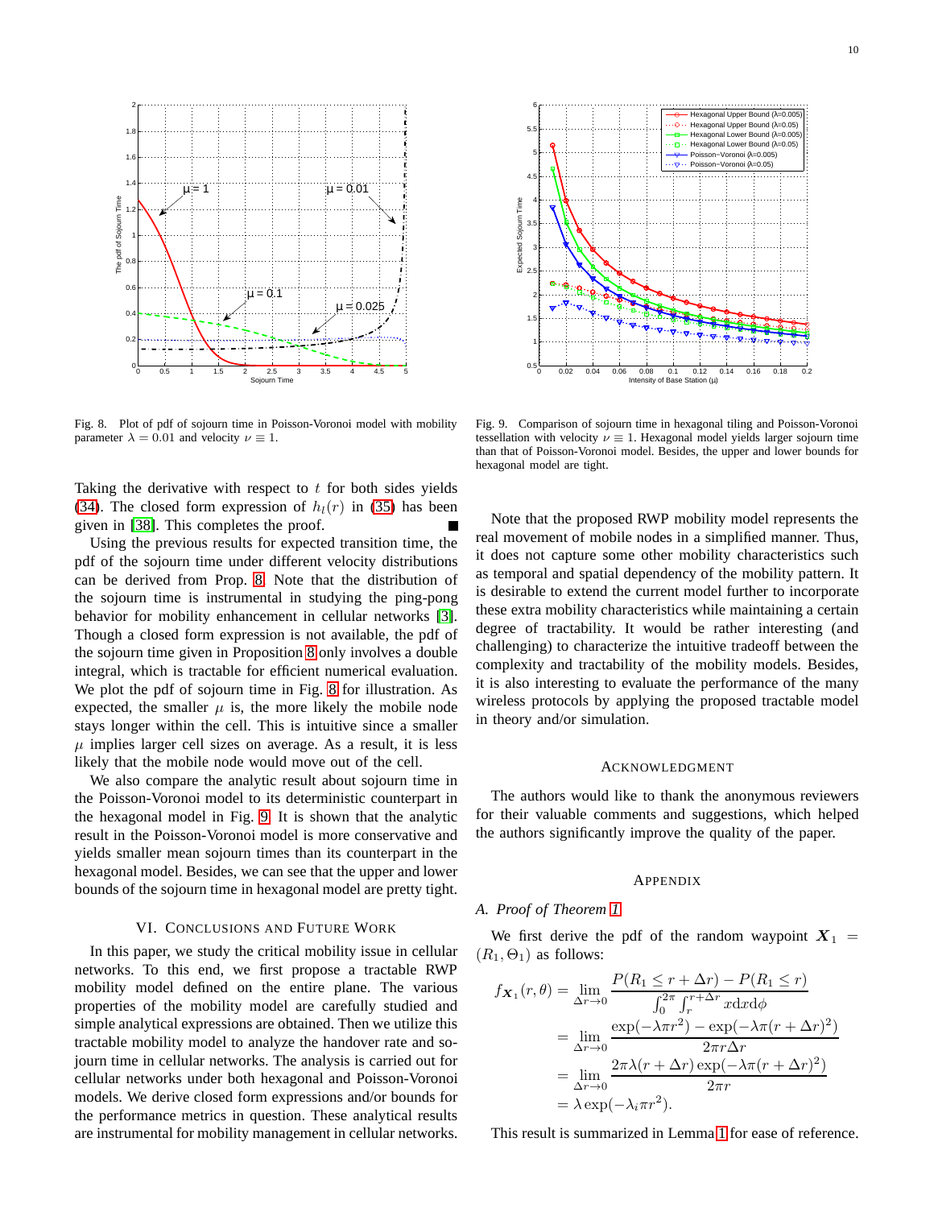The pdf of Sojourn Time

Sojourn Time

μ = 1

μ = 0.01

μ = 0.1

μ = 0.025

0
0.2
0.4
0.6
0.8
1
1.2
1.4
1.6
1.8
2

0
0.5
1
1.5
2
2.5
3
3.5
4
4.5
5

Fig. 8. Plot of pdf of sojourn time in Poisson-Voronoi model with mobility parameter $\lambda = 0.01$ and velocity $\nu \equiv 1$.

Expected Sojourn Time

Intensity of Base Station (μ)

Hexagonal Upper Bound (λ=0.005)
Hexagonal Upper Bound (λ=0.05)
Hexagonal Lower Bound (λ=0.005)
Hexagonal Lower Bound (λ=0.05)
Poisson−Voronoi (λ=0.005)
Poisson−Voronoi (λ=0.05)

0.5
1
1.5
2
2.5
3
3.5
4
4.5
5
5.5
6

0
0.02
0.04
0.06
0.08
0.1
0.12
0.14
0.16
0.18
0.2

Fig. 9. Comparison of sojourn time in hexagonal tiling and Poisson-Voronoi tessellation with velocity $\nu \equiv 1$. Hexagonal model yields larger sojourn time than that of Poisson-Voronoi model. Besides, the upper and lower bounds for hexagonal model are tight.

Taking the derivative with respect to $t$ for both sides yields (34). The closed form expression of $h_t(r)$ in (35) has been given in [38]. This completes the proof. ■

Using the previous results for expected transition time, the pdf of the sojourn time under different velocity distributions can be derived from Prop. 8. Note that the distribution of the sojourn time is instrumental in studying the ping-pong behavior for mobility enhancement in cellular networks [3]. Though a closed form expression is not available, the pdf of the sojourn time given in Proposition 8 only involves a double integral, which is tractable for efficient numerical evaluation. We plot the pdf of sojourn time in Fig. 8 for illustration. As expected, the smaller $\mu$ is, the more likely the mobile node stays longer within the cell. This is intuitive since a smaller $\mu$ implies larger cell sizes on average. As a result, it is less likely that the mobile node would move out of the cell.

We also compare the analytic result about sojourn time in the Poisson-Voronoi model to its deterministic counterpart in the hexagonal model in Fig. 9. It is shown that the analytic result in the Poisson-Voronoi model is more conservative and yields smaller mean sojourn times than its counterpart in the hexagonal model. Besides, we can see that the upper and lower bounds of the sojourn time in hexagonal model are pretty tight.

## VI. Conclusions and Future Work

In this paper, we study the critical mobility issue in cellular networks. To this end, we first propose a tractable RWP mobility model defined on the entire plane. The various properties of the mobility model are carefully studied and simple analytical expressions are obtained. Then we utilize this tractable mobility model to analyze the handover rate and sojourn time in cellular networks. The analysis is carried out for cellular networks under both hexagonal and Poisson-Voronoi models. We derive closed form expressions and/or bounds for the performance metrics in question. These analytical results are instrumental for mobility management in cellular networks.

Note that the proposed RWP mobility model represents the real movement of mobile nodes in a simplified manner. Thus, it does not capture some other mobility characteristics such as temporal and spatial dependency of the mobility pattern. It is desirable to extend the current model further to incorporate these extra mobility characteristics while maintaining a certain degree of tractability. It would be rather interesting (and challenging) to characterize the intuitive tradeoff between the complexity and tractability of the mobility models. Besides, it is also interesting to evaluate the performance of the many wireless protocols by applying the proposed tractable model in theory and/or simulation.

## Acknowledgment

The authors would like to thank the anonymous reviewers for their valuable comments and suggestions, which helped the authors significantly improve the quality of the paper.

## Appendix

### A. Proof of Theorem 1

We first derive the pdf of the random waypoint $\boldsymbol{X}_1 = (R_1, \Theta_1)$ as follows:

$$
\begin{aligned}
f_{\boldsymbol{X}_1}(r,\theta) &= \lim_{\Delta r \to 0} \frac{P(R_1 \le r + \Delta r) - P(R_1 \le r)}{\int_0^{2\pi}\int_r^{r+\Delta r} x \mathrm{d}x \mathrm{d}\phi} \\
&= \lim_{\Delta r \to 0} \frac{\exp(-\lambda\pi r^2) - \exp(-\lambda\pi(r+\Delta r)^2)}{2\pi r \Delta r} \\
&= \lim_{\Delta r \to 0} \frac{2\pi\lambda(r+\Delta r)\exp(-\lambda\pi(r+\Delta r)^2)}{2\pi r} \\
&= \lambda \exp(-\lambda_i \pi r^2).
\end{aligned}
$$

This result is summarized in Lemma 1 for ease of reference.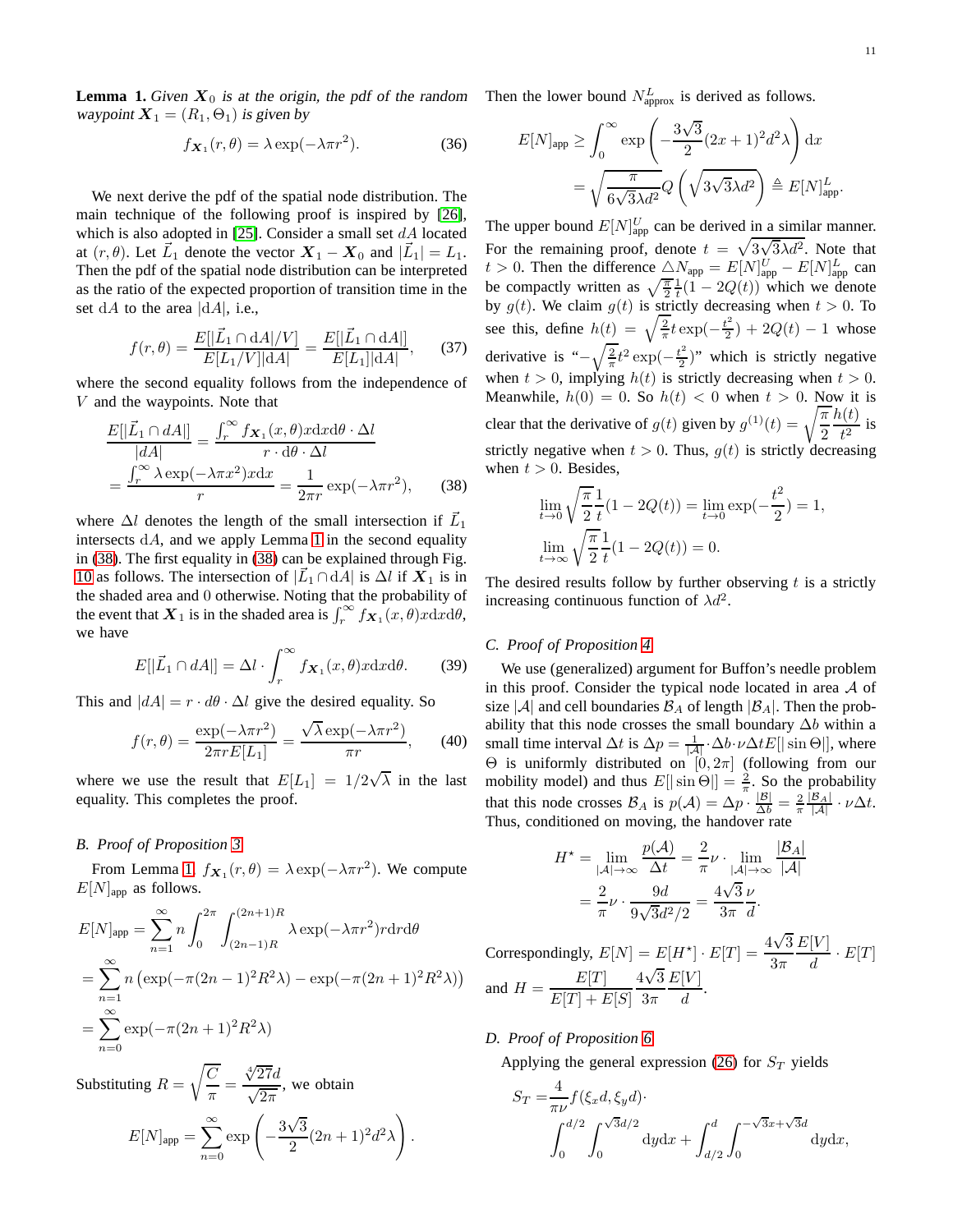**Lemma 1.** *Given $\boldsymbol{X}_0$ is at the origin, the pdf of the random waypoint $\boldsymbol{X}_1 = (R_1, \Theta_1)$ is given by*

$$f_{\boldsymbol{X}_1}(r,\theta) = \lambda \exp(-\lambda \pi r^2). \tag{36}$$

We next derive the pdf of the spatial node distribution. The main technique of the following proof is inspired by [26], which is also adopted in [25]. Consider a small set $dA$ located at $(r,\theta)$. Let $\vec{L}_1$ denote the vector $\boldsymbol{X}_1 - \boldsymbol{X}_0$ and $|\vec{L}_1| = L_1$. Then the pdf of the spatial node distribution can be interpreted as the ratio of the expected proportion of transition time in the set $\mathrm{d}A$ to the area $|\mathrm{d}A|$, i.e.,

$$f(r,\theta) = \frac{E[|\vec{L}_1 \cap \mathrm{d}A|/V]}{E[L_1/V]|\mathrm{d}A|} = \frac{E[|\vec{L}_1 \cap \mathrm{d}A|]}{E[L_1]|\mathrm{d}A|}, \tag{37}$$

where the second equality follows from the independence of $V$ and the waypoints. Note that

$$\begin{aligned}
\frac{E[|\vec{L}_1 \cap dA|]}{|dA|} &= \frac{\int_r^\infty f_{\boldsymbol{X}_1}(x,\theta) x \mathrm{d}x \mathrm{d}\theta \cdot \Delta l}{r \cdot \mathrm{d}\theta \cdot \Delta l} \\
&= \frac{\int_r^\infty \lambda \exp(-\lambda \pi x^2) x \mathrm{d}x}{r} = \frac{1}{2\pi r}\exp(-\lambda \pi r^2),
\end{aligned} \tag{38}$$

where $\Delta l$ denotes the length of the small intersection if $\vec{L}_1$ intersects $\mathrm{d}A$, and we apply Lemma 1 in the second equality in (38). The first equality in (38) can be explained through Fig. 10 as follows. The intersection of $|\vec{L}_1 \cap \mathrm{d}A|$ is $\Delta l$ if $\boldsymbol{X}_1$ is in the shaded area and 0 otherwise. Noting that the probability of the event that $\boldsymbol{X}_1$ is in the shaded area is $\int_r^\infty f_{\boldsymbol{X}_1}(x,\theta) x \mathrm{d}x \mathrm{d}\theta$, we have

$$E[|\vec{L}_1 \cap dA|] = \Delta l \cdot \int_r^\infty f_{\boldsymbol{X}_1}(x,\theta) x \mathrm{d}x \mathrm{d}\theta. \tag{39}$$

This and $|dA| = r \cdot d\theta \cdot \Delta l$ give the desired equality. So

$$f(r,\theta) = \frac{\exp(-\lambda \pi r^2)}{2\pi r E[L_1]} = \frac{\sqrt{\lambda}\exp(-\lambda \pi r^2)}{\pi r}, \tag{40}$$

where we use the result that $E[L_1] = 1/2\sqrt{\lambda}$ in the last equality. This completes the proof.

### B. Proof of Proposition 3

From Lemma 1, $f_{\boldsymbol{X}_1}(r,\theta) = \lambda \exp(-\lambda \pi r^2)$. We compute $E[N]_{\text{app}}$ as follows.

$$\begin{aligned}
E[N]_{\text{app}} &= \sum_{n=1}^{\infty} n \int_0^{2\pi} \int_{(2n-1)R}^{(2n+1)R} \lambda \exp(-\lambda \pi r^2) r \mathrm{d}r \mathrm{d}\theta \\
&= \sum_{n=1}^{\infty} n \left( \exp(-\pi (2n-1)^2 R^2 \lambda) - \exp(-\pi (2n+1)^2 R^2 \lambda) \right) \\
&= \sum_{n=0}^{\infty} \exp(-\pi (2n+1)^2 R^2 \lambda)
\end{aligned}$$

Substituting $R = \sqrt{\frac{C}{\pi}} = \frac{\sqrt[4]{27}d}{\sqrt{2\pi}}$, we obtain

$$E[N]_{\text{app}} = \sum_{n=0}^{\infty} \exp\left( -\frac{3\sqrt{3}}{2}(2n+1)^2 d^2 \lambda \right).$$

Then the lower bound $N_{\text{approx}}^L$ is derived as follows.

$$\begin{aligned}
E[N]_{\text{app}} &\geq \int_0^\infty \exp\left( -\frac{3\sqrt{3}}{2}(2x+1)^2 d^2 \lambda \right) \mathrm{d}x \\
&= \sqrt{\frac{\pi}{6\sqrt{3}\lambda d^2}} Q\left( \sqrt{3\sqrt{3}\lambda d^2} \right) \triangleq E[N]_{\text{app}}^L.
\end{aligned}$$

The upper bound $E[N]_{\text{app}}^U$ can be derived in a similar manner. For the remaining proof, denote $t = \sqrt{3\sqrt{3}\lambda d^2}$. Note that $t > 0$. Then the difference $\triangle N_{\text{app}} = E[N]_{\text{app}}^U - E[N]_{\text{app}}^L$ can be compactly written as $\sqrt{\frac{\pi}{2}}\frac{1}{t}(1 - 2Q(t))$ which we denote by $g(t)$. We claim $g(t)$ is strictly decreasing when $t > 0$. To see this, define $h(t) = \sqrt{\frac{2}{\pi}} t \exp(-\frac{t^2}{2}) + 2Q(t) - 1$ whose derivative is "$-\sqrt{\frac{2}{\pi}} t^2 \exp(-\frac{t^2}{2})$" which is strictly negative when $t > 0$, implying $h(t)$ is strictly decreasing when $t > 0$. Meanwhile, $h(0) = 0$. So $h(t) < 0$ when $t > 0$. Now it is clear that the derivative of $g(t)$ given by $g^{(1)}(t) = \sqrt{\frac{\pi}{2}} \frac{h(t)}{t^2}$ is strictly negative when $t > 0$. Thus, $g(t)$ is strictly decreasing when $t > 0$. Besides,

$$\lim_{t \to 0} \sqrt{\frac{\pi}{2}} \frac{1}{t}(1 - 2Q(t)) = \lim_{t \to 0} \exp(-\frac{t^2}{2}) = 1,$$

$$\lim_{t \to \infty} \sqrt{\frac{\pi}{2}} \frac{1}{t}(1 - 2Q(t)) = 0.$$

The desired results follow by further observing $t$ is a strictly increasing continuous function of $\lambda d^2$.

### C. Proof of Proposition 4

We use (generalized) argument for Buffon's needle problem in this proof. Consider the typical node located in area $\mathcal{A}$ of size $|\mathcal{A}|$ and cell boundaries $\mathcal{B}_A$ of length $|\mathcal{B}_A|$. Then the probability that this node crosses the small boundary $\Delta b$ within a small time interval $\Delta t$ is $\Delta p = \frac{1}{|\mathcal{A}|} \cdot \Delta b \cdot \nu \Delta t E[|\sin \Theta|]$, where $\Theta$ is uniformly distributed on $[0, 2\pi]$ (following from our mobility model) and thus $E[|\sin \Theta|] = \frac{2}{\pi}$. So the probability that this node crosses $\mathcal{B}_A$ is $p(\mathcal{A}) = \Delta p \cdot \frac{|\mathcal{B}|}{\Delta b} = \frac{2}{\pi}\frac{|\mathcal{B}_A|}{|\mathcal{A}|} \cdot \nu \Delta t$. Thus, conditioned on moving, the handover rate

$$\begin{aligned}
H^\star &= \lim_{|\mathcal{A}| \to \infty} \frac{p(\mathcal{A})}{\Delta t} = \frac{2}{\pi}\nu \cdot \lim_{|\mathcal{A}| \to \infty} \frac{|\mathcal{B}_A|}{|\mathcal{A}|} \\
&= \frac{2}{\pi}\nu \cdot \frac{9d}{9\sqrt{3}d^2/2} = \frac{4\sqrt{3}}{3\pi}\frac{\nu}{d}.
\end{aligned}$$

Correspondingly, $E[N] = E[H^\star] \cdot E[T] = \frac{4\sqrt{3}}{3\pi}\frac{E[V]}{d} \cdot E[T]$ and $H = \frac{E[T]}{E[T] + E[S]} \frac{4\sqrt{3}}{3\pi}\frac{E[V]}{d}$.

### D. Proof of Proposition 6

Applying the general expression (26) for $S_T$ yields

$$\begin{aligned}
S_T =& \frac{4}{\pi\nu} f(\xi_x d, \xi_y d) \cdot \\
& \int_0^{d/2} \int_0^{\sqrt{3}d/2} \mathrm{d}y \mathrm{d}x + \int_{d/2}^{d} \int_0^{-\sqrt{3}x + \sqrt{3}d} \mathrm{d}y \mathrm{d}x,
\end{aligned}$$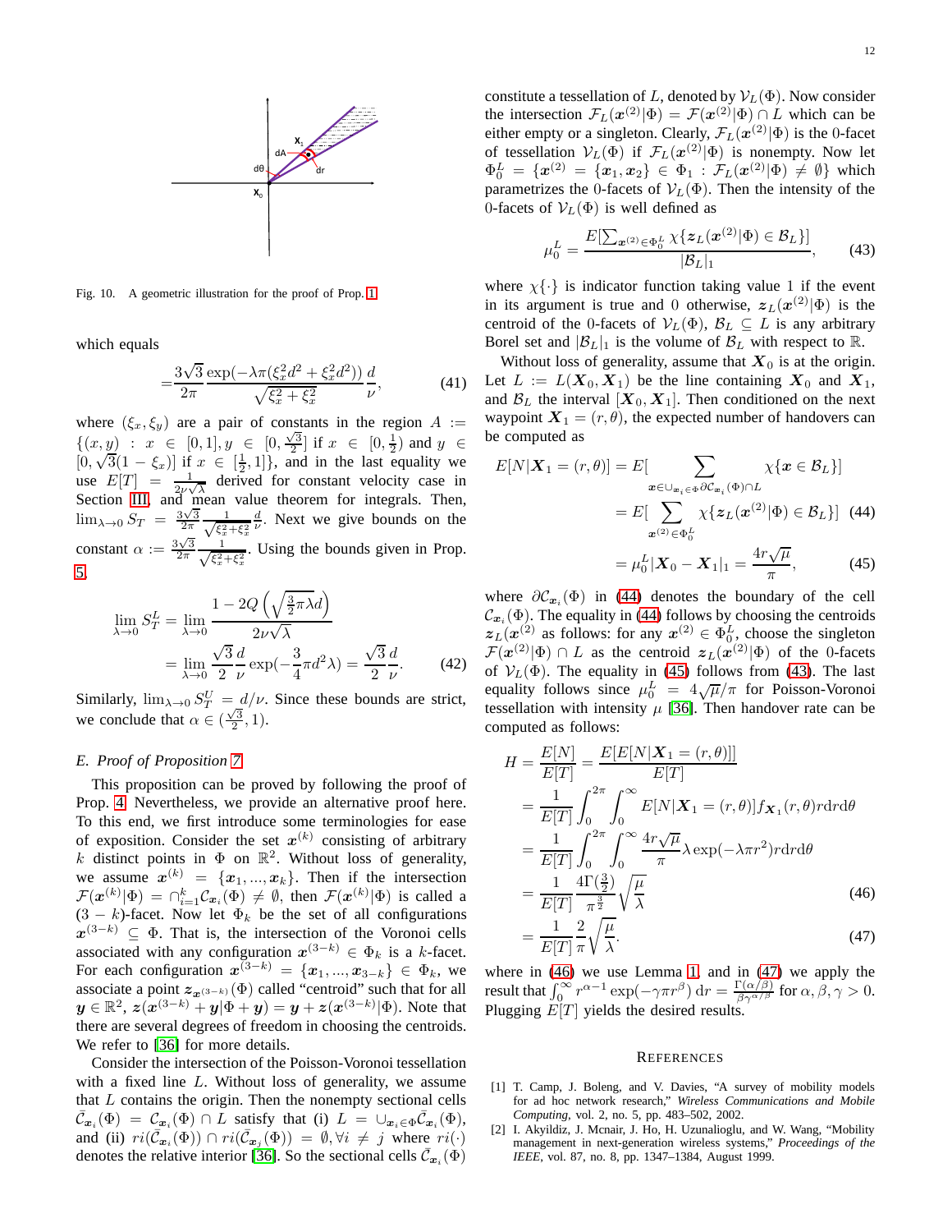Fig. 10. A geometric illustration for the proof of Prop. 1

which equals

$$=\frac{3\sqrt{3}}{2\pi}\frac{\exp(-\lambda\pi(\xi_x^2 d^2+\xi_x^2 d^2))}{\sqrt{\xi_x^2+\xi_x^2}}\frac{d}{\nu}, \tag{41}$$

where $(\xi_x, \xi_y)$ are a pair of constants in the region $A := \{(x,y) : x \in [0,1], y \in [0, \frac{\sqrt{3}}{2}]$ if $x \in [0, \frac{1}{2})$ and $y \in [0, \sqrt{3}(1-\xi_x)]$ if $x \in [\frac{1}{2}, 1]\}$, and in the last equality we use $E[T] = \frac{1}{2\nu\sqrt{\lambda}}$ derived for constant velocity case in Section III, and mean value theorem for integrals. Then, $\lim_{\lambda\to 0} S_T = \frac{3\sqrt{3}}{2\pi}\frac{1}{\sqrt{\xi_x^2+\xi_x^2}}\frac{d}{\nu}$. Next we give bounds on the constant $\alpha := \frac{3\sqrt{3}}{2\pi}\frac{1}{\sqrt{\xi_x^2+\xi_x^2}}$. Using the bounds given in Prop. 5,

$$\begin{aligned}\lim_{\lambda\to 0} S_T^L &= \lim_{\lambda\to 0}\frac{1-2Q\left(\sqrt{\frac{3}{2}\pi\lambda}d\right)}{2\nu\sqrt{\lambda}} \\ &= \lim_{\lambda\to 0}\frac{\sqrt{3}}{2}\frac{d}{\nu}\exp(-\frac{3}{4}\pi d^2\lambda) = \frac{\sqrt{3}}{2}\frac{d}{\nu}. \end{aligned}\tag{42}$$

Similarly, $\lim_{\lambda\to 0} S_T^U = d/\nu$. Since these bounds are strict, we conclude that $\alpha \in (\frac{\sqrt{3}}{2}, 1)$.

### E. Proof of Proposition 7

This proposition can be proved by following the proof of Prop. 4. Nevertheless, we provide an alternative proof here. To this end, we first introduce some terminologies for ease of exposition. Consider the set $\boldsymbol{x}^{(k)}$ consisting of arbitrary $k$ distinct points in $\Phi$ on $\mathbb{R}^2$. Without loss of generality, we assume $\boldsymbol{x}^{(k)} = \{\boldsymbol{x}_1, ..., \boldsymbol{x}_k\}$. Then if the intersection $\mathcal{F}(\boldsymbol{x}^{(k)}|\Phi) = \cap_{i=1}^k \mathcal{C}_{\boldsymbol{x}_i}(\Phi) \neq \emptyset$, then $\mathcal{F}(\boldsymbol{x}^{(k)}|\Phi)$ is called a $(3-k)$-facet. Now let $\Phi_k$ be the set of all configurations $\boldsymbol{x}^{(3-k)} \subseteq \Phi$. That is, the intersection of the Voronoi cells associated with any configuration $\boldsymbol{x}^{(3-k)} \in \Phi_k$ is a $k$-facet. For each configuration $\boldsymbol{x}^{(3-k)} = \{\boldsymbol{x}_1, ..., \boldsymbol{x}_{3-k}\} \in \Phi_k$, we associate a point $\boldsymbol{z}_{\boldsymbol{x}^{(3-k)}}(\Phi)$ called "centroid" such that for all $\boldsymbol{y} \in \mathbb{R}^2$, $\boldsymbol{z}(\boldsymbol{x}^{(3-k)} + \boldsymbol{y}|\Phi + \boldsymbol{y}) = \boldsymbol{y} + \boldsymbol{z}(\boldsymbol{x}^{(3-k)}|\Phi)$. Note that there are several degrees of freedom in choosing the centroids. We refer to [36] for more details.

Consider the intersection of the Poisson-Voronoi tessellation with a fixed line $L$. Without loss of generality, we assume that $L$ contains the origin. Then the nonempty sectional cells $\bar{\mathcal{C}}_{\boldsymbol{x}_i}(\Phi) = \mathcal{C}_{\boldsymbol{x}_i}(\Phi) \cap L$ satisfy that (i) $L = \cup_{\boldsymbol{x}_i\in\Phi}\bar{\mathcal{C}}_{\boldsymbol{x}_i}(\Phi)$, and (ii) $ri(\bar{\mathcal{C}}_{\boldsymbol{x}_i}(\Phi)) \cap ri(\bar{\mathcal{C}}_{\boldsymbol{x}_j}(\Phi)) = \emptyset, \forall i \neq j$ where $ri(\cdot)$ denotes the relative interior [36]. So the sectional cells $\bar{\mathcal{C}}_{\boldsymbol{x}_i}(\Phi)$ constitute a tessellation of $L$, denoted by $\mathcal{V}_L(\Phi)$. Now consider the intersection $\mathcal{F}_L(\boldsymbol{x}^{(2)}|\Phi) = \mathcal{F}(\boldsymbol{x}^{(2)}|\Phi) \cap L$ which can be either empty or a singleton. Clearly, $\mathcal{F}_L(\boldsymbol{x}^{(2)}|\Phi)$ is the 0-facet of tessellation $\mathcal{V}_L(\Phi)$ if $\mathcal{F}_L(\boldsymbol{x}^{(2)}|\Phi)$ is nonempty. Now let $\Phi_0^L = \{\boldsymbol{x}^{(2)} = \{\boldsymbol{x}_1, \boldsymbol{x}_2\} \in \Phi_1 : \mathcal{F}_L(\boldsymbol{x}^{(2)}|\Phi) \neq \emptyset\}$ which parametrizes the 0-facets of $\mathcal{V}_L(\Phi)$. Then the intensity of the 0-facets of $\mathcal{V}_L(\Phi)$ is well defined as

$$\mu_0^L = \frac{E[\sum_{\boldsymbol{x}^{(2)}\in\Phi_0^L}\chi\{\boldsymbol{z}_L(\boldsymbol{x}^{(2)}|\Phi) \in \mathcal{B}_L\}]}{|\mathcal{B}_L|_1}, \tag{43}$$

where $\chi\{\cdot\}$ is indicator function taking value 1 if the event in its argument is true and 0 otherwise, $\boldsymbol{z}_L(\boldsymbol{x}^{(2)}|\Phi)$ is the centroid of the 0-facets of $\mathcal{V}_L(\Phi)$, $\mathcal{B}_L \subseteq L$ is any arbitrary Borel set and $|\mathcal{B}_L|_1$ is the volume of $\mathcal{B}_L$ with respect to $\mathbb{R}$.

Without loss of generality, assume that $\boldsymbol{X}_0$ is at the origin. Let $L := L(\boldsymbol{X}_0, \boldsymbol{X}_1)$ be the line containing $\boldsymbol{X}_0$ and $\boldsymbol{X}_1$, and $\mathcal{B}_L$ the interval $[\boldsymbol{X}_0, \boldsymbol{X}_1]$. Then conditioned on the next waypoint $\boldsymbol{X}_1 = (r,\theta)$, the expected number of handovers can be computed as

$$\begin{aligned} E[N|\boldsymbol{X}_1 = (r,\theta)] &= E[\sum_{\boldsymbol{x}\in\cup_{\boldsymbol{x}_i\in\Phi}\partial\mathcal{C}_{\boldsymbol{x}_i}(\Phi)\cap L}\chi\{\boldsymbol{x}\in\mathcal{B}_L\}] \\ &= E[\sum_{\boldsymbol{x}^{(2)}\in\Phi_0^L}\chi\{\boldsymbol{z}_L(\boldsymbol{x}^{(2)}|\Phi)\in\mathcal{B}_L\}] \quad (44) \\ &= \mu_0^L|\boldsymbol{X}_0 - \boldsymbol{X}_1|_1 = \frac{4r\sqrt{\mu}}{\pi}, \quad (45) \end{aligned}$$

where $\partial\mathcal{C}_{\boldsymbol{x}_i}(\Phi)$ in (44) denotes the boundary of the cell $\mathcal{C}_{\boldsymbol{x}_i}(\Phi)$. The equality in (44) follows by choosing the centroids $\boldsymbol{z}_L(\boldsymbol{x}^{(2)}$ as follows: for any $\boldsymbol{x}^{(2)} \in \Phi_0^L$, choose the singleton $\mathcal{F}(\boldsymbol{x}^{(2)}|\Phi) \cap L$ as the centroid $\boldsymbol{z}_L(\boldsymbol{x}^{(2)}|\Phi)$ of the 0-facets of $\mathcal{V}_L(\Phi)$. The equality in (45) follows from (43). The last equality follows since $\mu_0^L = 4\sqrt{\mu}/\pi$ for Poisson-Voronoi tessellation with intensity $\mu$ [36]. Then handover rate can be computed as follows:

$$\begin{aligned} H &= \frac{E[N]}{E[T]} = \frac{E[E[N|\boldsymbol{X}_1 = (r,\theta)]]}{E[T]} \\ &= \frac{1}{E[T]}\int_0^{2\pi}\int_0^\infty E[N|\boldsymbol{X}_1 = (r,\theta)]f_{\boldsymbol{X}_1}(r,\theta)r\mathrm{d}r\mathrm{d}\theta \\ &= \frac{1}{E[T]}\int_0^{2\pi}\int_0^\infty \frac{4r\sqrt{\mu}}{\pi}\lambda\exp(-\lambda\pi r^2)r\mathrm{d}r\mathrm{d}\theta \\ &= \frac{1}{E[T]}\frac{4\Gamma(\frac{3}{2})}{\pi^{\frac{3}{2}}}\sqrt{\frac{\mu}{\lambda}} \quad (46) \\ &= \frac{1}{E[T]}\frac{2}{\pi}\sqrt{\frac{\mu}{\lambda}}. \quad (47) \end{aligned}$$

where in (46) we use Lemma 1, and in (47) we apply the result that $\int_0^\infty r^{\alpha-1}\exp(-\gamma\pi r^\beta)\,\mathrm{d}r = \frac{\Gamma(\alpha/\beta)}{\beta\gamma^{\alpha/\beta}}$ for $\alpha, \beta, \gamma > 0$. Plugging $E[T]$ yields the desired results.

## References

[1] T. Camp, J. Boleng, and V. Davies, "A survey of mobility models for ad hoc network research," *Wireless Communications and Mobile Computing*, vol. 2, no. 5, pp. 483–502, 2002.

[2] I. Akyildiz, J. Mcnair, J. Ho, H. Uzunalioglu, and W. Wang, "Mobility management in next-generation wireless systems," *Proceedings of the IEEE*, vol. 87, no. 8, pp. 1347–1384, August 1999.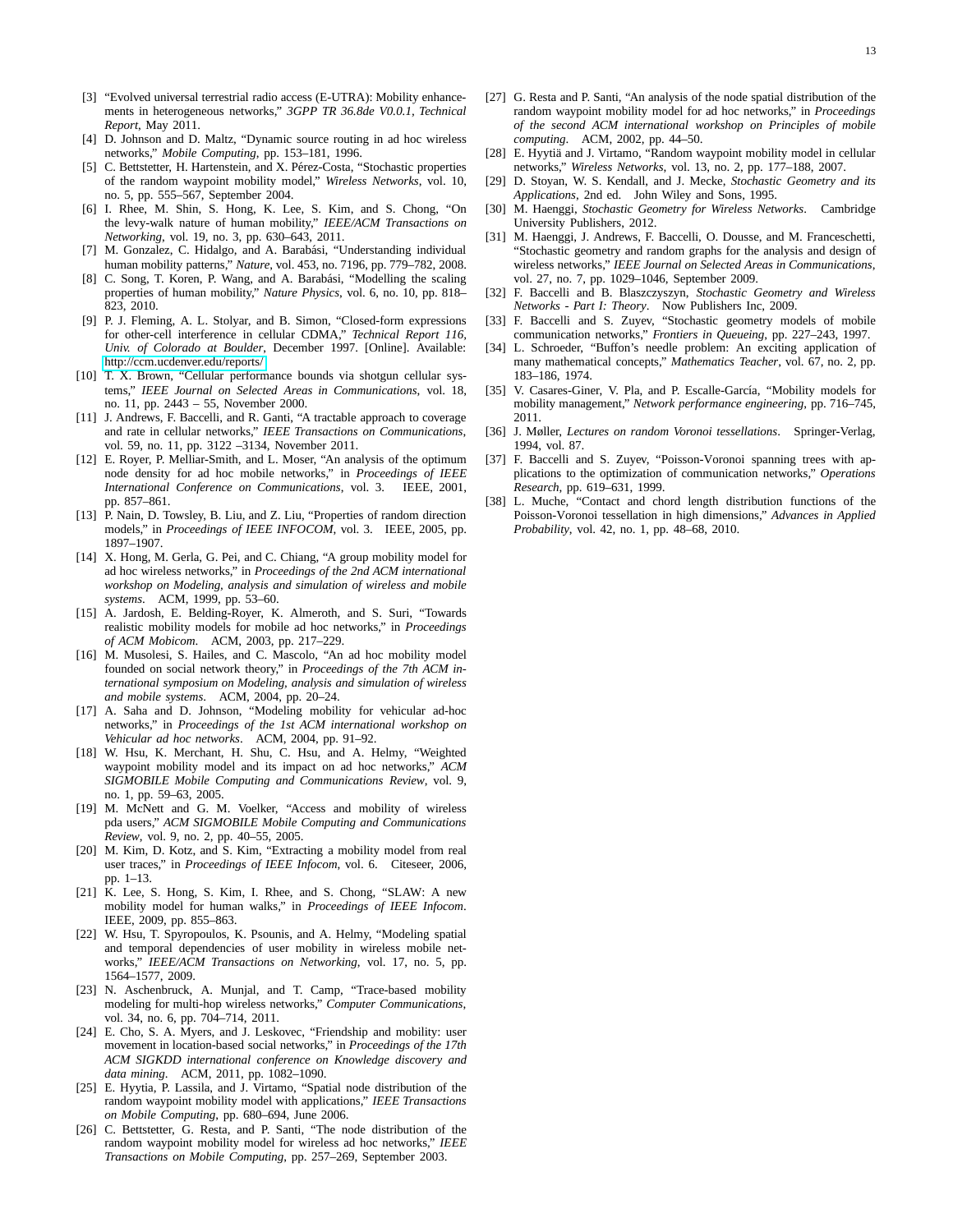[3] "Evolved universal terrestrial radio access (E-UTRA): Mobility enhancements in heterogeneous networks," *3GPP TR 36.8de V0.0.1, Technical Report*, May 2011.

[4] D. Johnson and D. Maltz, "Dynamic source routing in ad hoc wireless networks," *Mobile Computing*, pp. 153–181, 1996.

[5] C. Bettstetter, H. Hartenstein, and X. Pérez-Costa, "Stochastic properties of the random waypoint mobility model," *Wireless Networks*, vol. 10, no. 5, pp. 555–567, September 2004.

[6] I. Rhee, M. Shin, S. Hong, K. Lee, S. Kim, and S. Chong, "On the levy-walk nature of human mobility," *IEEE/ACM Transactions on Networking*, vol. 19, no. 3, pp. 630–643, 2011.

[7] M. Gonzalez, C. Hidalgo, and A. Barabási, "Understanding individual human mobility patterns," *Nature*, vol. 453, no. 7196, pp. 779–782, 2008.

[8] C. Song, T. Koren, P. Wang, and A. Barabási, "Modelling the scaling properties of human mobility," *Nature Physics*, vol. 6, no. 10, pp. 818–823, 2010.

[9] P. J. Fleming, A. L. Stolyar, and B. Simon, "Closed-form expressions for other-cell interference in cellular CDMA," *Technical Report 116, Univ. of Colorado at Boulder*, December 1997. [Online]. Available: http://ccm.ucdenver.edu/reports/

[10] T. X. Brown, "Cellular performance bounds via shotgun cellular systems," *IEEE Journal on Selected Areas in Communications*, vol. 18, no. 11, pp. 2443 – 55, November 2000.

[11] J. Andrews, F. Baccelli, and R. Ganti, "A tractable approach to coverage and rate in cellular networks," *IEEE Transactions on Communications*, vol. 59, no. 11, pp. 3122 –3134, November 2011.

[12] E. Royer, P. Melliar-Smith, and L. Moser, "An analysis of the optimum node density for ad hoc mobile networks," in *Proceedings of IEEE International Conference on Communications*, vol. 3. IEEE, 2001, pp. 857–861.

[13] P. Nain, D. Towsley, B. Liu, and Z. Liu, "Properties of random direction models," in *Proceedings of IEEE INFOCOM*, vol. 3. IEEE, 2005, pp. 1897–1907.

[14] X. Hong, M. Gerla, G. Pei, and C. Chiang, "A group mobility model for ad hoc wireless networks," in *Proceedings of the 2nd ACM international workshop on Modeling, analysis and simulation of wireless and mobile systems*. ACM, 1999, pp. 53–60.

[15] A. Jardosh, E. Belding-Royer, K. Almeroth, and S. Suri, "Towards realistic mobility models for mobile ad hoc networks," in *Proceedings of ACM Mobicom*. ACM, 2003, pp. 217–229.

[16] M. Musolesi, S. Hailes, and C. Mascolo, "An ad hoc mobility model founded on social network theory," in *Proceedings of the 7th ACM international symposium on Modeling, analysis and simulation of wireless and mobile systems*. ACM, 2004, pp. 20–24.

[17] A. Saha and D. Johnson, "Modeling mobility for vehicular ad-hoc networks," in *Proceedings of the 1st ACM international workshop on Vehicular ad hoc networks*. ACM, 2004, pp. 91–92.

[18] W. Hsu, K. Merchant, H. Shu, C. Hsu, and A. Helmy, "Weighted waypoint mobility model and its impact on ad hoc networks," *ACM SIGMOBILE Mobile Computing and Communications Review*, vol. 9, no. 1, pp. 59–63, 2005.

[19] M. McNett and G. M. Voelker, "Access and mobility of wireless pda users," *ACM SIGMOBILE Mobile Computing and Communications Review*, vol. 9, no. 2, pp. 40–55, 2005.

[20] M. Kim, D. Kotz, and S. Kim, "Extracting a mobility model from real user traces," in *Proceedings of IEEE Infocom*, vol. 6. Citeseer, 2006, pp. 1–13.

[21] K. Lee, S. Hong, S. Kim, I. Rhee, and S. Chong, "SLAW: A new mobility model for human walks," in *Proceedings of IEEE Infocom*. IEEE, 2009, pp. 855–863.

[22] W. Hsu, T. Spyropoulos, K. Psounis, and A. Helmy, "Modeling spatial and temporal dependencies of user mobility in wireless mobile networks," *IEEE/ACM Transactions on Networking*, vol. 17, no. 5, pp. 1564–1577, 2009.

[23] N. Aschenbruck, A. Munjal, and T. Camp, "Trace-based mobility modeling for multi-hop wireless networks," *Computer Communications*, vol. 34, no. 6, pp. 704–714, 2011.

[24] E. Cho, S. A. Myers, and J. Leskovec, "Friendship and mobility: user movement in location-based social networks," in *Proceedings of the 17th ACM SIGKDD international conference on Knowledge discovery and data mining*. ACM, 2011, pp. 1082–1090.

[25] E. Hyytia, P. Lassila, and J. Virtamo, "Spatial node distribution of the random waypoint mobility model with applications," *IEEE Transactions on Mobile Computing*, pp. 680–694, June 2006.

[26] C. Bettstetter, G. Resta, and P. Santi, "The node distribution of the random waypoint mobility model for wireless ad hoc networks," *IEEE Transactions on Mobile Computing*, pp. 257–269, September 2003.

[27] G. Resta and P. Santi, "An analysis of the node spatial distribution of the random waypoint mobility model for ad hoc networks," in *Proceedings of the second ACM international workshop on Principles of mobile computing*. ACM, 2002, pp. 44–50.

[28] E. Hyytiä and J. Virtamo, "Random waypoint mobility model in cellular networks," *Wireless Networks*, vol. 13, no. 2, pp. 177–188, 2007.

[29] D. Stoyan, W. S. Kendall, and J. Mecke, *Stochastic Geometry and its Applications*, 2nd ed. John Wiley and Sons, 1995.

[30] M. Haenggi, *Stochastic Geometry for Wireless Networks*. Cambridge University Publishers, 2012.

[31] M. Haenggi, J. Andrews, F. Baccelli, O. Dousse, and M. Franceschetti, "Stochastic geometry and random graphs for the analysis and design of wireless networks," *IEEE Journal on Selected Areas in Communications*, vol. 27, no. 7, pp. 1029–1046, September 2009.

[32] F. Baccelli and B. Blaszczyszyn, *Stochastic Geometry and Wireless Networks - Part I: Theory*. Now Publishers Inc, 2009.

[33] F. Baccelli and S. Zuyev, "Stochastic geometry models of mobile communication networks," *Frontiers in Queueing*, pp. 227–243, 1997.

[34] L. Schroeder, "Buffon's needle problem: An exciting application of many mathematical concepts," *Mathematics Teacher*, vol. 67, no. 2, pp. 183–186, 1974.

[35] V. Casares-Giner, V. Pla, and P. Escalle-García, "Mobility models for mobility management," *Network performance engineering*, pp. 716–745, 2011.

[36] J. Møller, *Lectures on random Voronoi tessellations*. Springer-Verlag, 1994, vol. 87.

[37] F. Baccelli and S. Zuyev, "Poisson-Voronoi spanning trees with applications to the optimization of communication networks," *Operations Research*, pp. 619–631, 1999.

[38] L. Muche, "Contact and chord length distribution functions of the Poisson-Voronoi tessellation in high dimensions," *Advances in Applied Probability*, vol. 42, no. 1, pp. 48–68, 2010.